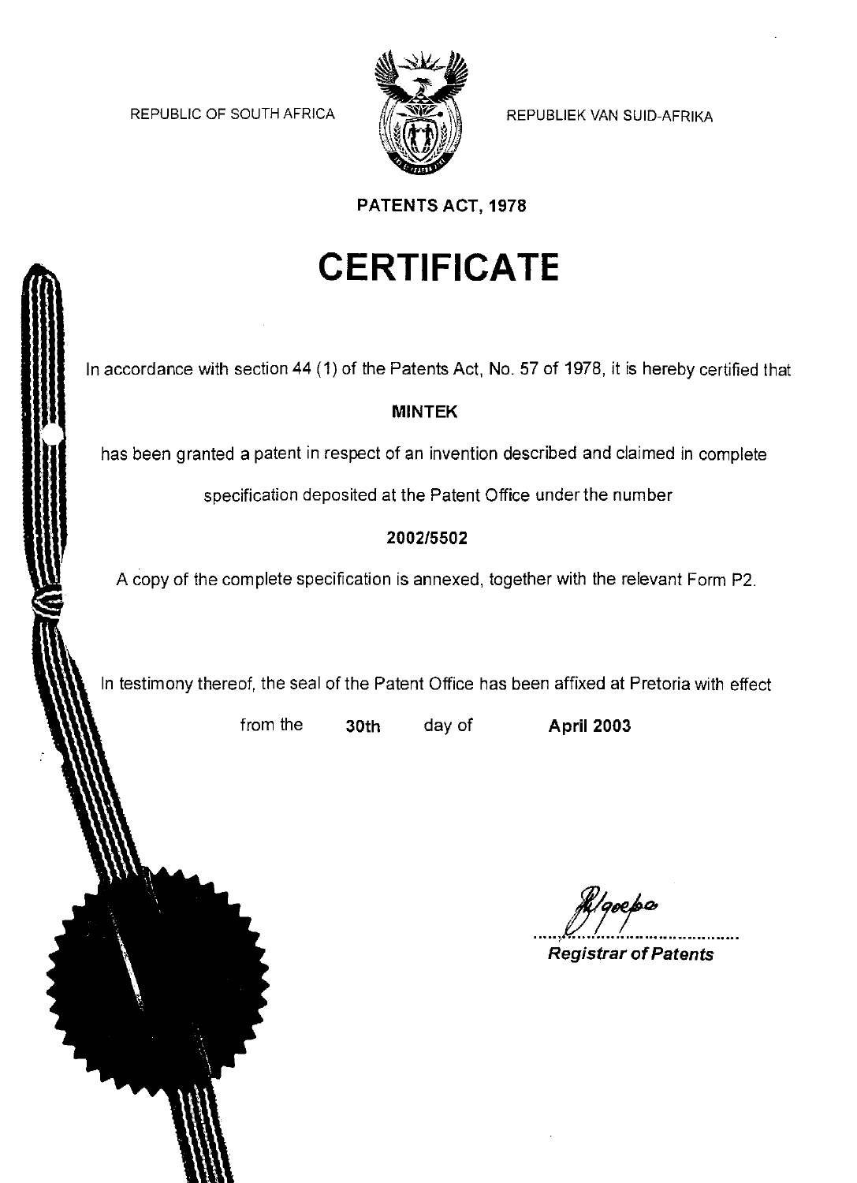REPUBLIC OF SOUTH AFRICA

REPUBLIEK VAN SUID-AFRIKA

**PATENTS ACT, 1978**

# CERTIFICATE

In accordance with section 44 (1) of the Patents Act, No. 57 of 1978, it is hereby certified that

**MINTEK**

has been granted a patent in respect of an invention described and claimed in complete specification deposited at the Patent Office under the number

**2002/5502**

A copy of the complete specification is annexed, together with the relevant Form P2.

In testimony thereof, the seal of the Patent Office has been affixed at Pretoria with effect from the **30th** day of **April 2003**

*Registrar of Patents*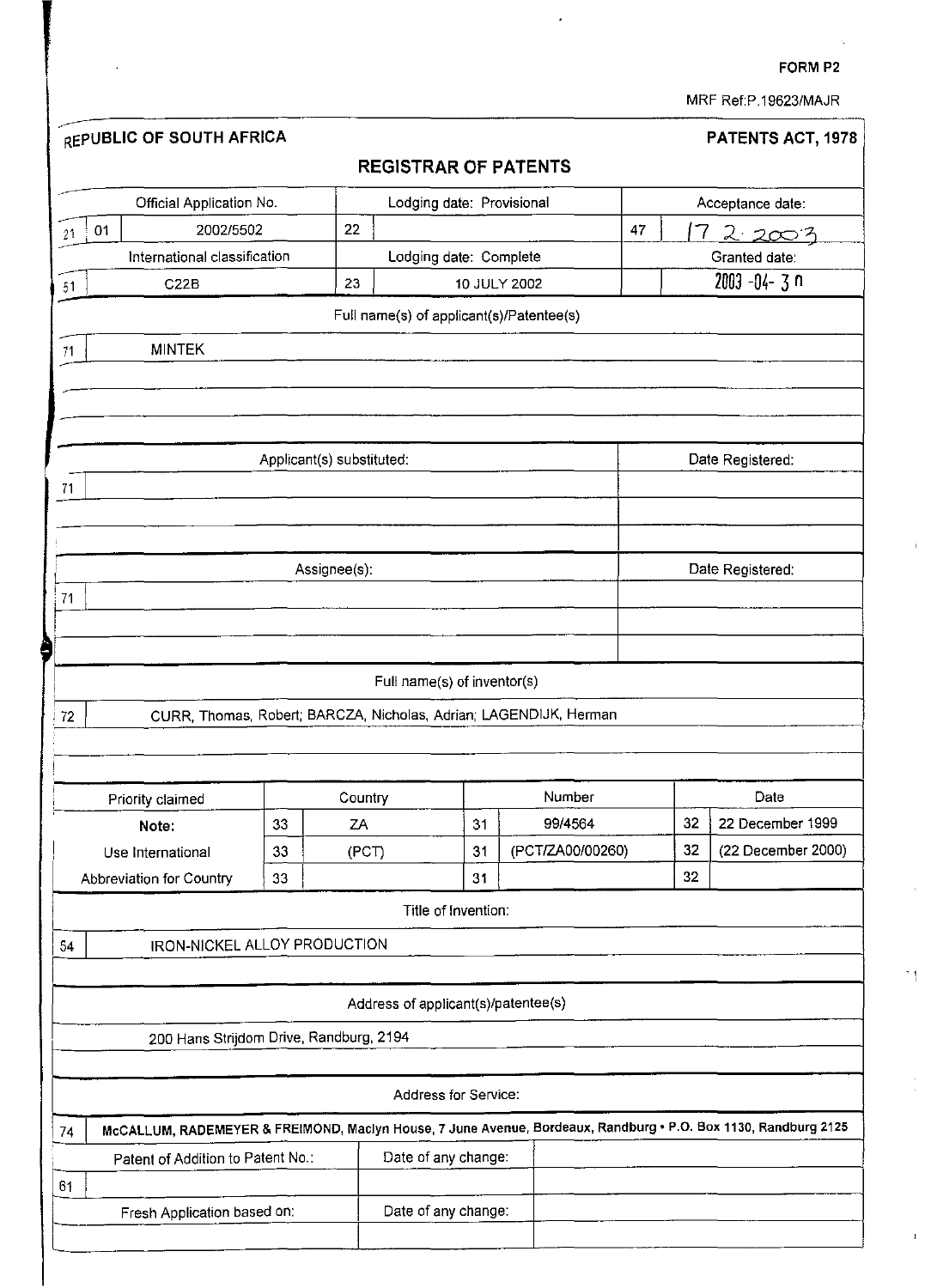FORM P2

MRF Ref:P.19623/MAJR

| REPUBLIC OF SOUTH AFRICA | | | | | PATENTS ACT, 1978 |
|---|---|---|---|---|---|
| | | **REGISTRAR OF PATENTS** | | | |

| | Official Application No. | | Lodging date: Provisional | | Acceptance date: |
|---|---|---|---|---|---|
| 21 | 01 2002/5502 | 22 | | 47 | 17 2 2003 |
| | International classification | | Lodging date: Complete | | Granted date: |
| 51 | C22B | 23 | 10 JULY 2002 | | 2003 -04- 30 |

**Full name(s) of applicant(s)/Patentee(s)**

| | |
|---|---|
| 71 | MINTEK |

| | Applicant(s) substituted: | Date Registered: |
|---|---|---|
| 71 | | |

| | Assignee(s): | Date Registered: |
|---|---|---|
| 71 | | |

**Full name(s) of inventor(s)**

| | |
|---|---|
| 72 | CURR, Thomas, Robert; BARCZA, Nicholas, Adrian; LAGENDIJK, Herman |

| Priority claimed | | Country | | Number | | Date |
|---|---|---|---|---|---|---|
| **Note:** | 33 | ZA | 31 | 99/4564 | 32 | 22 December 1999 |
| Use International | 33 | (PCT) | 31 | (PCT/ZA00/00260) | 32 | (22 December 2000) |
| Abbreviation for Country | 33 | | 31 | | 32 | |

**Title of Invention:**

| | |
|---|---|
| 54 | IRON-NICKEL ALLOY PRODUCTION |

**Address of applicant(s)/patentee(s)**

200 Hans Strijdom Drive, Randburg, 2194

**Address for Service:**

| | |
|---|---|
| 74 | **McCALLUM, RADEMEYER & FREIMOND, Maclyn House, 7 June Avenue, Bordeaux, Randburg • P.O. Box 1130, Randburg 2125** |

| | Patent of Addition to Patent No.: | Date of any change: | |
|---|---|---|---|
| 61 | | | |
| | Fresh Application based on: | Date of any change: | |
| | | | |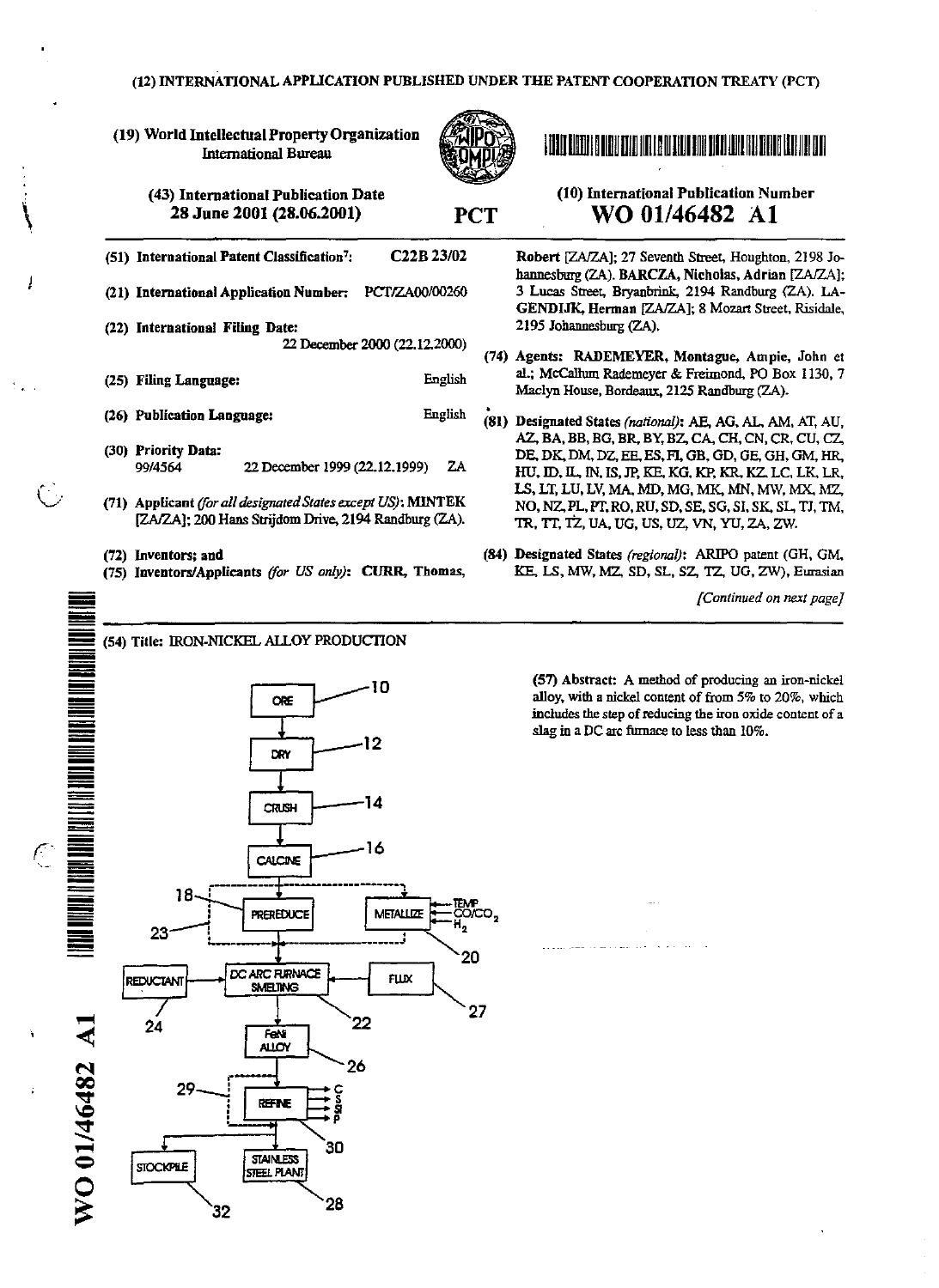(12) INTERNATIONAL APPLICATION PUBLISHED UNDER THE PATENT COOPERATION TREATY (PCT)

(19) World Intellectual Property Organization
International Bureau

(43) International Publication Date
28 June 2001 (28.06.2001)

PCT

(10) International Publication Number
**WO 01/46482 A1**

(51) International Patent Classification[7]: C22B 23/02

(21) International Application Number: PCT/ZA00/00260

(22) International Filing Date: 22 December 2000 (22.12.2000)

(25) Filing Language: English

(26) Publication Language: English

(30) Priority Data:
99/4564 22 December 1999 (22.12.1999) ZA

(71) Applicant *(for all designated States except US)*: **MINTEK** [ZA/ZA]; 200 Hans Strijdom Drive, 2194 Randburg (ZA).

(72) Inventors; and

(75) Inventors/Applicants *(for US only)*: **CURR, Thomas, Robert** [ZA/ZA]; 27 Seventh Street, Houghton, 2198 Johannesburg (ZA). **BARCZA, Nicholas, Adrian** [ZA/ZA]; 3 Lucas Street, Bryanbrink, 2194 Randburg (ZA). **LAGENDIJK, Herman** [ZA/ZA]; 8 Mozart Street, Risidale, 2195 Johannesburg (ZA).

(74) Agents: **RADEMEYER, Montague, Ampie, John** et al.; McCallum Rademeyer & Freimond, PO Box 1130, 7 Maclyn House, Bordeaux, 2125 Randburg (ZA).

(81) Designated States *(national)*: AE, AG, AL, AM, AT, AU, AZ, BA, BB, BG, BR, BY, BZ, CA, CH, CN, CR, CU, CZ, DE, DK, DM, DZ, EE, ES, FI, GB, GD, GE, GH, GM, HR, HU, ID, IL, IN, IS, JP, KE, KG, KP, KR, KZ, LC, LK, LR, LS, LT, LU, LV, MA, MD, MG, MK, MN, MW, MX, MZ, NO, NZ, PL, PT, RO, RU, SD, SE, SG, SI, SK, SL, TJ, TM, TR, TT, TZ, UA, UG, US, UZ, VN, YU, ZA, ZW.

(84) Designated States *(regional)*: ARIPO patent (GH, GM, KE, LS, MW, MZ, SD, SL, SZ, TZ, UG, ZW), Eurasian

*[Continued on next page]*

(54) Title: **IRON-NICKEL ALLOY PRODUCTION**

ORE (10) → DRY (12) → CRUSH (14) → CALCINE (16) → PREREDUCE (18) / METALLIZE (20) [TEMP, $CO/CO_2$, $H_2$] (23) → DC ARC FURNACE SMELTING (22) [REDUCTANT (24), FLUX (27)] → FeNi ALLOY (26) → REFINE (29) [C, Si, S, P] (30) → STOCKPILE (32) / STAINLESS STEEL PLANT (28)

(57) Abstract: A method of producing an iron-nickel alloy, with a nickel content of from 5% to 20%, which includes the step of reducing the iron oxide content of a slag in a DC arc furnace to less than 10%.

WO 01/46482 A1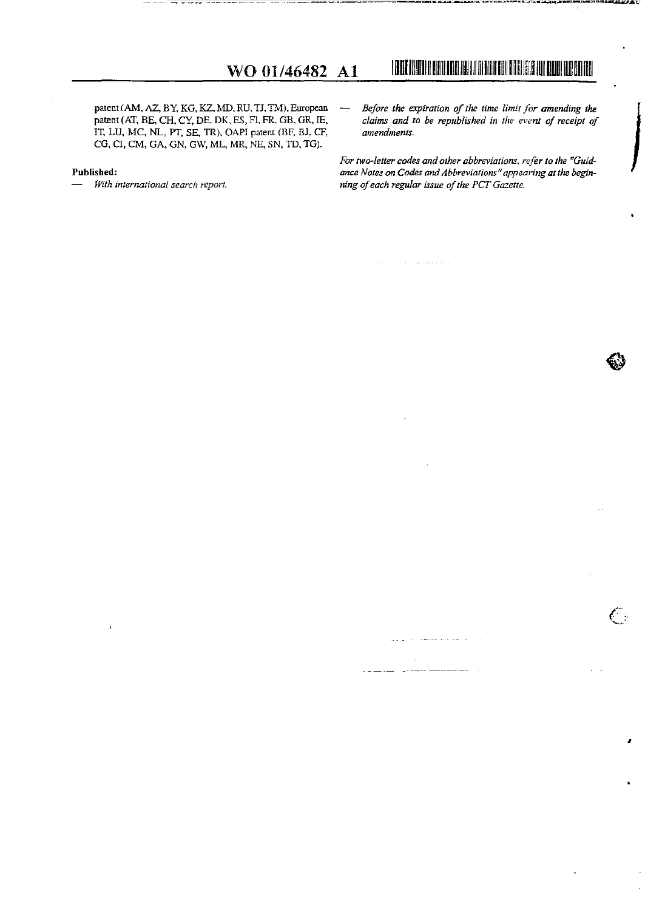patent (AM, AZ, BY, KG, KZ, MD, RU, TJ, TM), European patent (AT, BE, CH, CY, DE, DK, ES, FI, FR, GB, GR, IE, IT, LU, MC, NL, PT, SE, TR), OAPI patent (BF, BJ, CF, CG, CI, CM, GA, GN, GW, ML, MR, NE, SN, TD, TG).

**Published:**

— *With international search report.*

— *Before the expiration of the time limit for amending the claims and to be republished in the event of receipt of amendments.*

*For two-letter codes and other abbreviations, refer to the "Guidance Notes on Codes and Abbreviations" appearing at the beginning of each regular issue of the PCT Gazette.*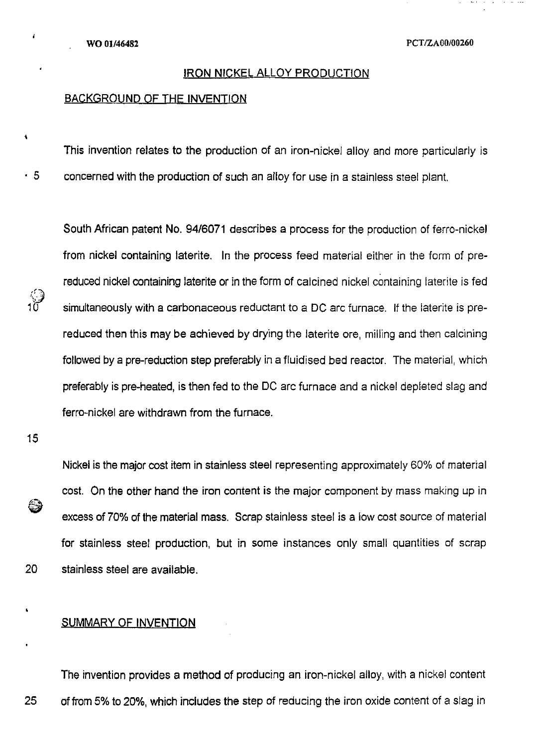## IRON NICKEL ALLOY PRODUCTION

### BACKGROUND OF THE INVENTION

This invention relates to the production of an iron-nickel alloy and more particularly is concerned with the production of such an alloy for use in a stainless steel plant.

South African patent No. 94/6071 describes a process for the production of ferro-nickel from nickel containing laterite. In the process feed material either in the form of pre-reduced nickel containing laterite or in the form of calcined nickel containing laterite is fed simultaneously with a carbonaceous reductant to a DC arc furnace. If the laterite is pre-reduced then this may be achieved by drying the laterite ore, milling and then calcining followed by a pre-reduction step preferably in a fluidised bed reactor. The material, which preferably is pre-heated, is then fed to the DC arc furnace and a nickel depleted slag and ferro-nickel are withdrawn from the furnace.

Nickel is the major cost item in stainless steel representing approximately 60% of material cost. On the other hand the iron content is the major component by mass making up in excess of 70% of the material mass. Scrap stainless steel is a low cost source of material for stainless steel production, but in some instances only small quantities of scrap stainless steel are available.

### SUMMARY OF INVENTION

The invention provides a method of producing an iron-nickel alloy, with a nickel content of from 5% to 20%, which includes the step of reducing the iron oxide content of a slag in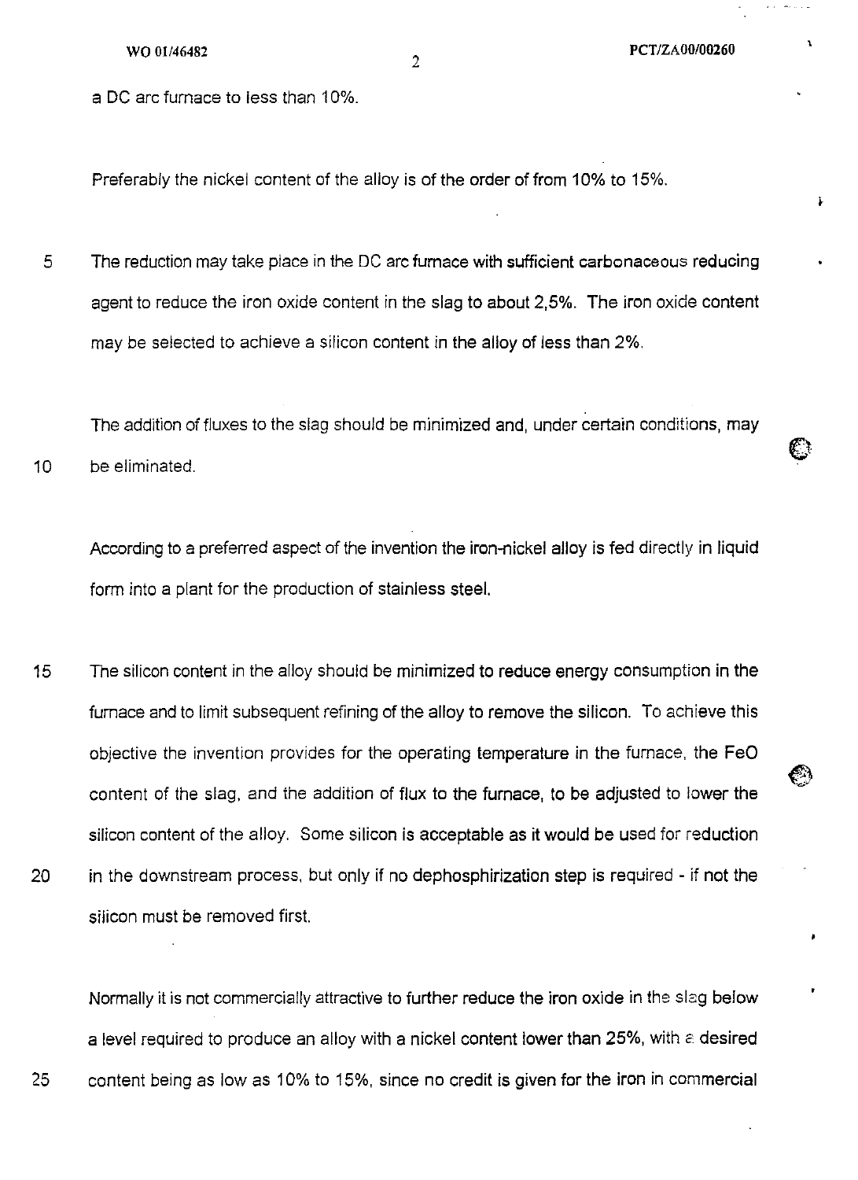a DC arc furnace to less than 10%.

Preferably the nickel content of the alloy is of the order of from 10% to 15%.

The reduction may take place in the DC arc furnace with sufficient carbonaceous reducing agent to reduce the iron oxide content in the slag to about 2,5%. The iron oxide content may be selected to achieve a silicon content in the alloy of less than 2%.

The addition of fluxes to the slag should be minimized and, under certain conditions, may be eliminated.

According to a preferred aspect of the invention the iron-nickel alloy is fed directly in liquid form into a plant for the production of stainless steel.

The silicon content in the alloy should be minimized to reduce energy consumption in the furnace and to limit subsequent refining of the alloy to remove the silicon. To achieve this objective the invention provides for the operating temperature in the furnace, the FeO content of the slag, and the addition of flux to the furnace, to be adjusted to lower the silicon content of the alloy. Some silicon is acceptable as it would be used for reduction in the downstream process, but only if no dephosphirization step is required - if not the silicon must be removed first.

Normally it is not commercially attractive to further reduce the iron oxide in the slag below a level required to produce an alloy with a nickel content lower than 25%, with a desired content being as low as 10% to 15%, since no credit is given for the iron in commercial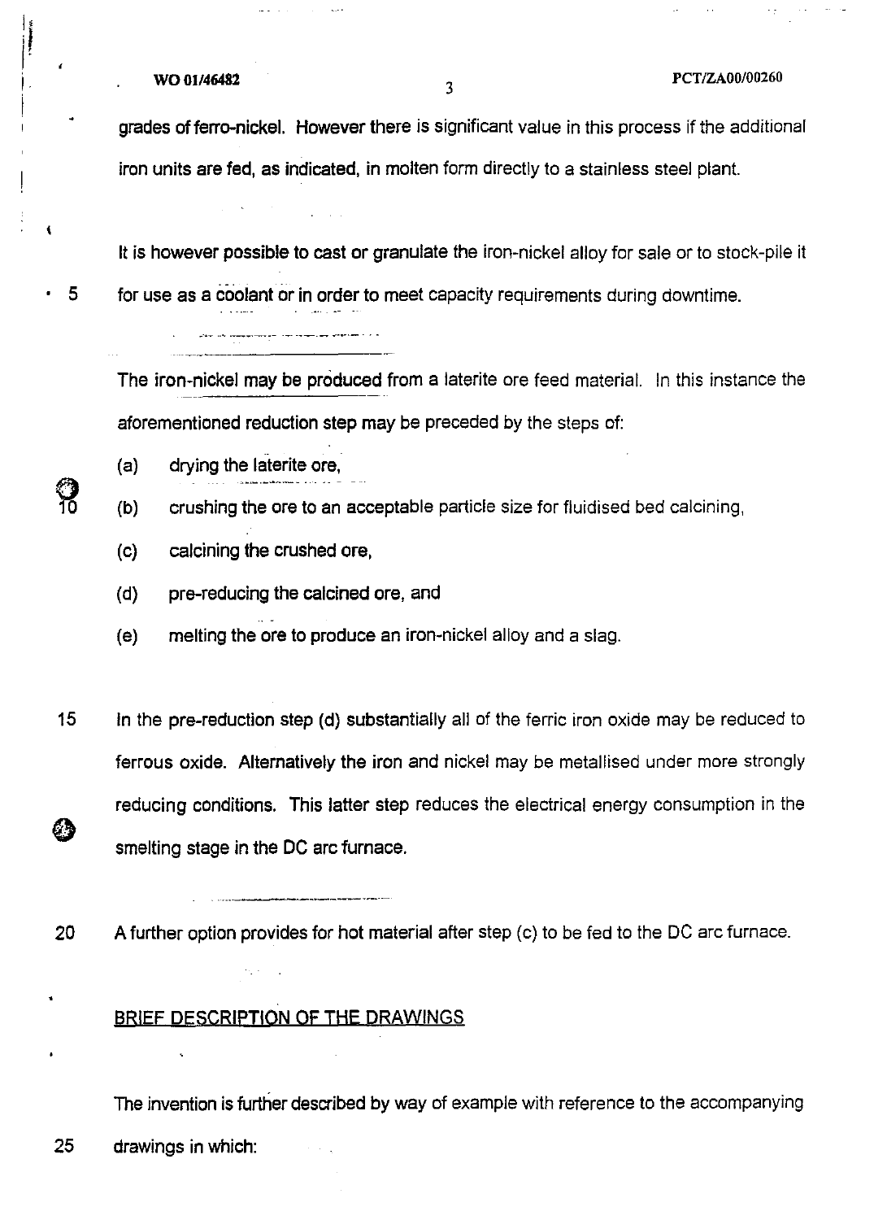grades of ferro-nickel. However there is significant value in this process if the additional iron units are fed, as indicated, in molten form directly to a stainless steel plant.

It is however possible to cast or granulate the iron-nickel alloy for sale or to stock-pile it for use as a coolant or in order to meet capacity requirements during downtime.

The iron-nickel may be produced from a laterite ore feed material. In this instance the aforementioned reduction step may be preceded by the steps of:

(a) drying the laterite ore,

(b) crushing the ore to an acceptable particle size for fluidised bed calcining,

(c) calcining the crushed ore,

(d) pre-reducing the calcined ore, and

(e) melting the ore to produce an iron-nickel alloy and a slag.

In the pre-reduction step (d) substantially all of the ferric iron oxide may be reduced to ferrous oxide. Alternatively the iron and nickel may be metallised under more strongly reducing conditions. This latter step reduces the electrical energy consumption in the smelting stage in the DC arc furnace.

A further option provides for hot material after step (c) to be fed to the DC arc furnace.

## BRIEF DESCRIPTION OF THE DRAWINGS

The invention is further described by way of example with reference to the accompanying drawings in which: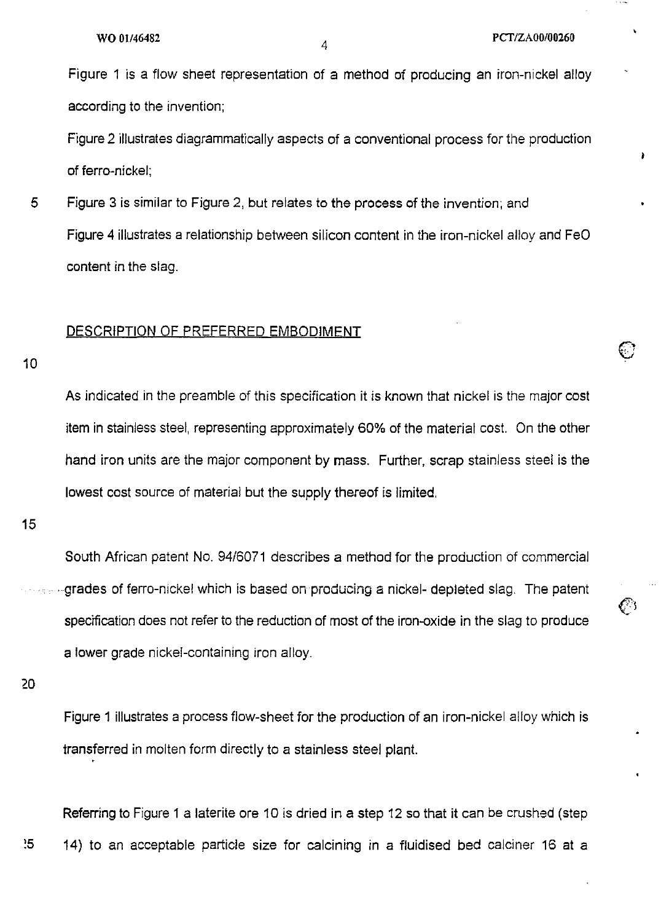Figure 1 is a flow sheet representation of a method of producing an iron-nickel alloy according to the invention;

Figure 2 illustrates diagrammatically aspects of a conventional process for the production of ferro-nickel;

Figure 3 is similar to Figure 2, but relates to the process of the invention; and

Figure 4 illustrates a relationship between silicon content in the iron-nickel alloy and FeO content in the slag.

## DESCRIPTION OF PREFERRED EMBODIMENT

As indicated in the preamble of this specification it is known that nickel is the major cost item in stainless steel, representing approximately 60% of the material cost. On the other hand iron units are the major component by mass. Further, scrap stainless steel is the lowest cost source of material but the supply thereof is limited.

South African patent No. 94/6071 describes a method for the production of commercial grades of ferro-nickel which is based on producing a nickel- depleted slag. The patent specification does not refer to the reduction of most of the iron-oxide in the slag to produce a lower grade nickel-containing iron alloy.

Figure 1 illustrates a process flow-sheet for the production of an iron-nickel alloy which is transferred in molten form directly to a stainless steel plant.

Referring to Figure 1 a laterite ore 10 is dried in a step 12 so that it can be crushed (step 14) to an acceptable particle size for calcining in a fluidised bed calciner 16 at a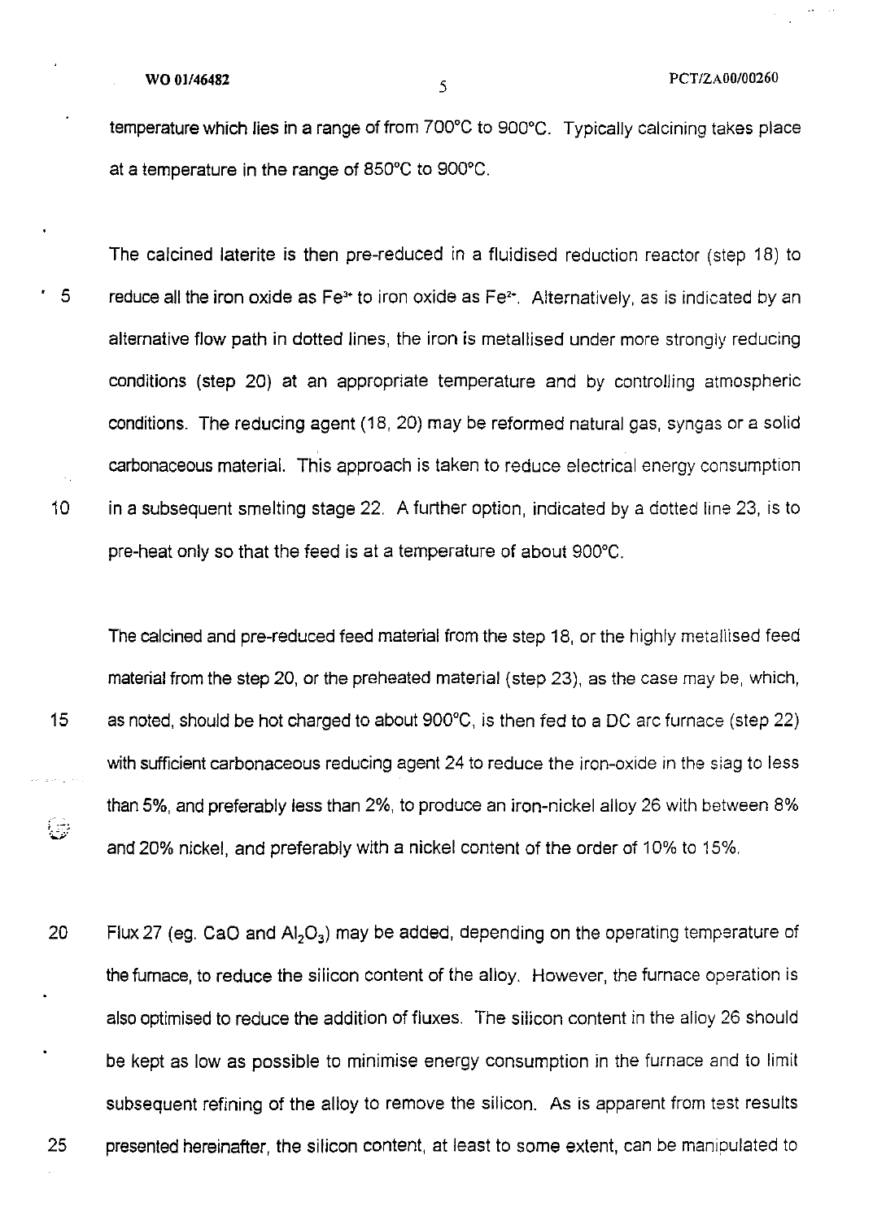temperature which lies in a range of from 700°C to 900°C. Typically calcining takes place at a temperature in the range of 850°C to 900°C.

The calcined laterite is then pre-reduced in a fluidised reduction reactor (step 18) to reduce all the iron oxide as $Fe^{3+}$ to iron oxide as $Fe^{2+}$. Alternatively, as is indicated by an alternative flow path in dotted lines, the iron is metallised under more strongly reducing conditions (step 20) at an appropriate temperature and by controlling atmospheric conditions. The reducing agent (18, 20) may be reformed natural gas, syngas or a solid carbonaceous material. This approach is taken to reduce electrical energy consumption in a subsequent smelting stage 22. A further option, indicated by a dotted line 23, is to pre-heat only so that the feed is at a temperature of about 900°C.

The calcined and pre-reduced feed material from the step 18, or the highly metallised feed material from the step 20, or the preheated material (step 23), as the case may be, which, as noted, should be hot charged to about 900°C, is then fed to a DC arc furnace (step 22) with sufficient carbonaceous reducing agent 24 to reduce the iron-oxide in the slag to less than 5%, and preferably less than 2%, to produce an iron-nickel alloy 26 with between 8% and 20% nickel, and preferably with a nickel content of the order of 10% to 15%.

Flux 27 (eg. CaO and $Al_2O_3$) may be added, depending on the operating temperature of the furnace, to reduce the silicon content of the alloy. However, the furnace operation is also optimised to reduce the addition of fluxes. The silicon content in the alloy 26 should be kept as low as possible to minimise energy consumption in the furnace and to limit subsequent refining of the alloy to remove the silicon. As is apparent from test results presented hereinafter, the silicon content, at least to some extent, can be manipulated to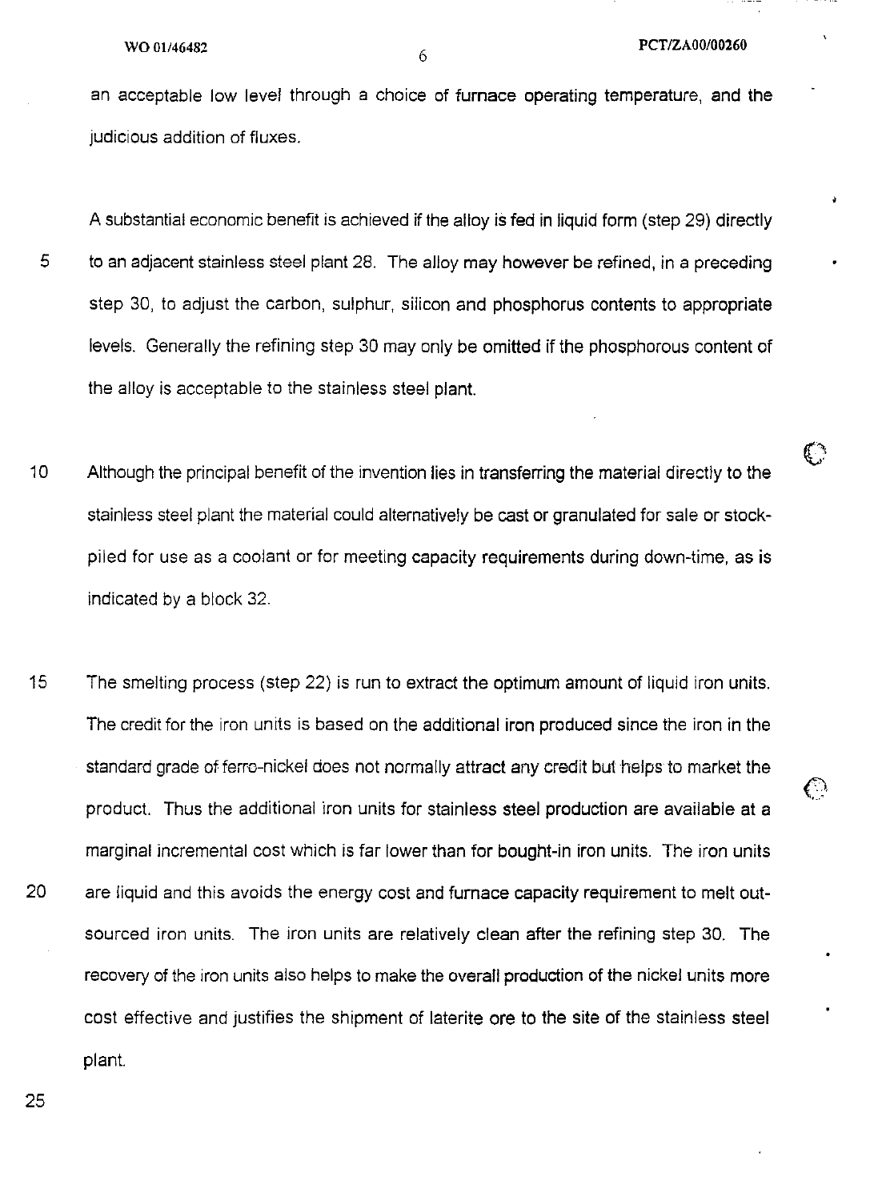an acceptable low level through a choice of furnace operating temperature, and the judicious addition of fluxes.

A substantial economic benefit is achieved if the alloy is fed in liquid form (step 29) directly to an adjacent stainless steel plant 28. The alloy may however be refined, in a preceding step 30, to adjust the carbon, sulphur, silicon and phosphorus contents to appropriate levels. Generally the refining step 30 may only be omitted if the phosphorous content of the alloy is acceptable to the stainless steel plant.

Although the principal benefit of the invention lies in transferring the material directly to the stainless steel plant the material could alternatively be cast or granulated for sale or stock-piled for use as a coolant or for meeting capacity requirements during down-time, as is indicated by a block 32.

The smelting process (step 22) is run to extract the optimum amount of liquid iron units. The credit for the iron units is based on the additional iron produced since the iron in the standard grade of ferro-nickel does not normally attract any credit but helps to market the product. Thus the additional iron units for stainless steel production are available at a marginal incremental cost which is far lower than for bought-in iron units. The iron units are liquid and this avoids the energy cost and furnace capacity requirement to melt out-sourced iron units. The iron units are relatively clean after the refining step 30. The recovery of the iron units also helps to make the overall production of the nickel units more cost effective and justifies the shipment of laterite ore to the site of the stainless steel plant.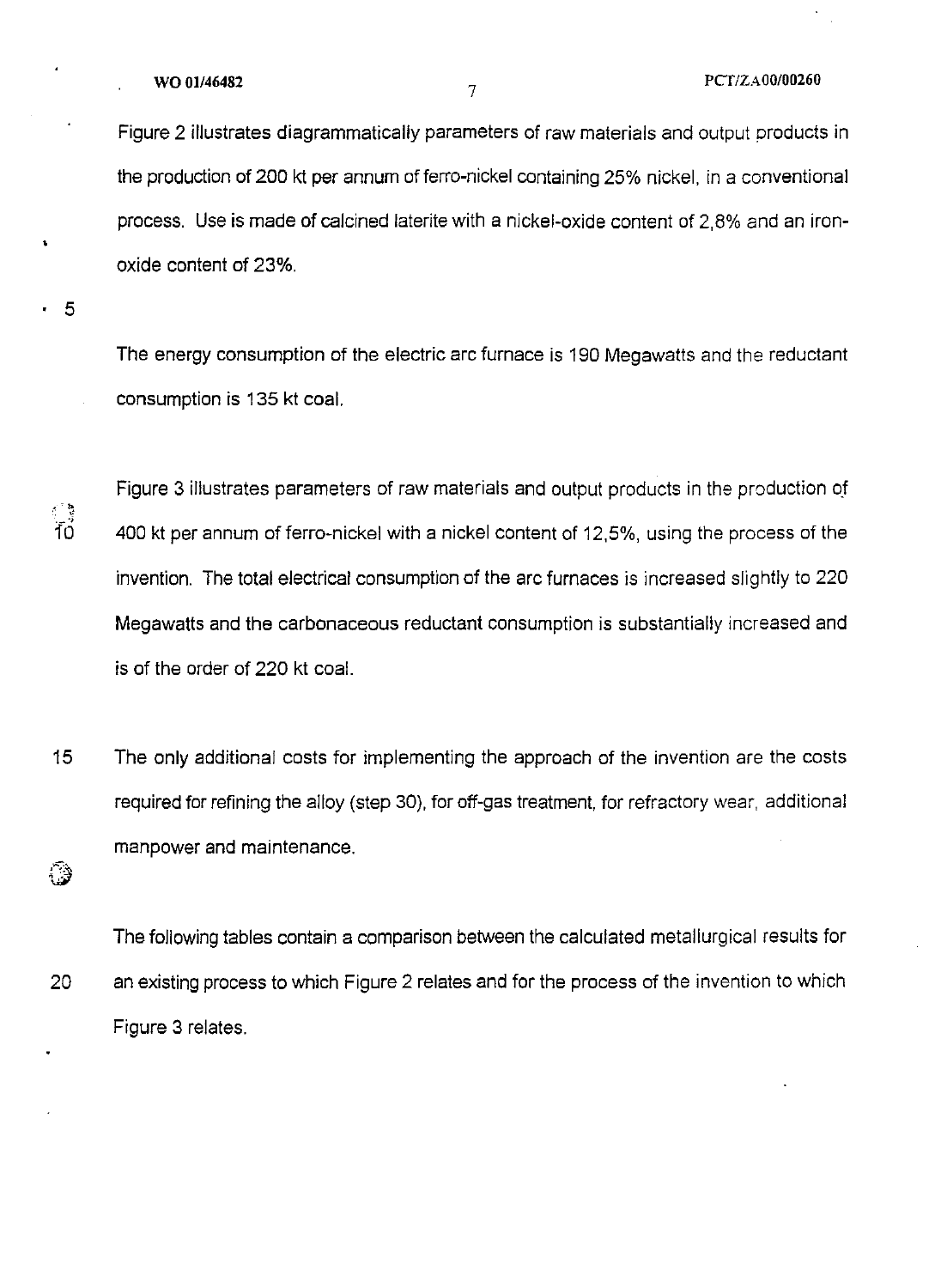Figure 2 illustrates diagrammatically parameters of raw materials and output products in the production of 200 kt per annum of ferro-nickel containing 25% nickel, in a conventional process. Use is made of calcined laterite with a nickel-oxide content of 2,8% and an iron-oxide content of 23%.

The energy consumption of the electric arc furnace is 190 Megawatts and the reductant consumption is 135 kt coal.

Figure 3 illustrates parameters of raw materials and output products in the production of 400 kt per annum of ferro-nickel with a nickel content of 12,5%, using the process of the invention. The total electrical consumption of the arc furnaces is increased slightly to 220 Megawatts and the carbonaceous reductant consumption is substantially increased and is of the order of 220 kt coal.

The only additional costs for implementing the approach of the invention are the costs required for refining the alloy (step 30), for off-gas treatment, for refractory wear, additional manpower and maintenance.

The following tables contain a comparison between the calculated metallurgical results for an existing process to which Figure 2 relates and for the process of the invention to which Figure 3 relates.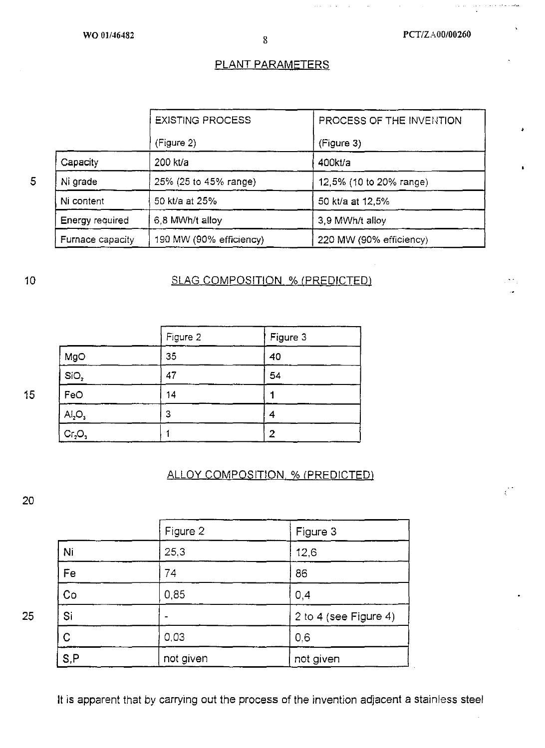## PLANT PARAMETERS

| | EXISTING PROCESS (Figure 2) | PROCESS OF THE INVENTION (Figure 3) |
|---|---|---|
| Capacity | 200 kt/a | 400kt/a |
| Ni grade | 25% (25 to 45% range) | 12,5% (10 to 20% range) |
| Ni content | 50 kt/a at 25% | 50 kt/a at 12,5% |
| Energy required | 6,8 MWh/t alloy | 3,9 MWh/t alloy |
| Furnace capacity | 190 MW (90% efficiency) | 220 MW (90% efficiency) |

## SLAG COMPOSITION, % (PREDICTED)

| | Figure 2 | Figure 3 |
|---|---|---|
| MgO | 35 | 40 |
| $SiO_2$ | 47 | 54 |
| FeO | 14 | 1 |
| $Al_2O_3$ | 3 | 4 |
| $Cr_2O_3$ | 1 | 2 |

## ALLOY COMPOSITION, % (PREDICTED)

| | Figure 2 | Figure 3 |
|---|---|---|
| Ni | 25,3 | 12,6 |
| Fe | 74 | 86 |
| Co | 0,85 | 0,4 |
| Si | - | 2 to 4 (see Figure 4) |
| C | 0,03 | 0,6 |
| S,P | not given | not given |

It is apparent that by carrying out the process of the invention adjacent a stainless steel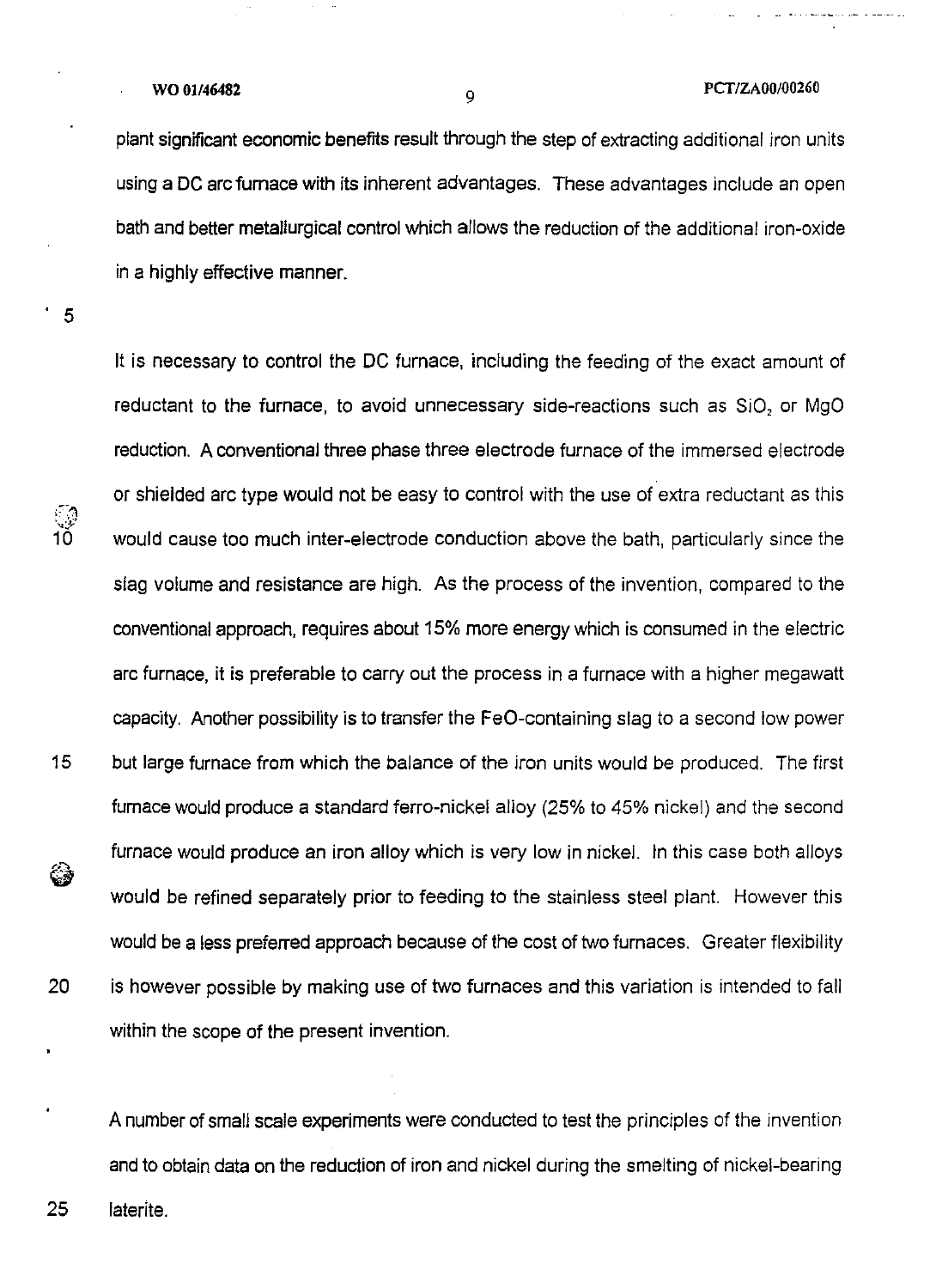plant significant economic benefits result through the step of extracting additional iron units using a DC arc furnace with its inherent advantages. These advantages include an open bath and better metallurgical control which allows the reduction of the additional iron-oxide in a highly effective manner.

It is necessary to control the DC furnace, including the feeding of the exact amount of reductant to the furnace, to avoid unnecessary side-reactions such as $SiO_2$ or MgO reduction. A conventional three phase three electrode furnace of the immersed electrode or shielded arc type would not be easy to control with the use of extra reductant as this would cause too much inter-electrode conduction above the bath, particularly since the slag volume and resistance are high. As the process of the invention, compared to the conventional approach, requires about 15% more energy which is consumed in the electric arc furnace, it is preferable to carry out the process in a furnace with a higher megawatt capacity. Another possibility is to transfer the FeO-containing slag to a second low power but large furnace from which the balance of the iron units would be produced. The first furnace would produce a standard ferro-nickel alloy (25% to 45% nickel) and the second furnace would produce an iron alloy which is very low in nickel. In this case both alloys would be refined separately prior to feeding to the stainless steel plant. However this would be a less preferred approach because of the cost of two furnaces. Greater flexibility is however possible by making use of two furnaces and this variation is intended to fall within the scope of the present invention.

A number of small scale experiments were conducted to test the principles of the invention and to obtain data on the reduction of iron and nickel during the smelting of nickel-bearing laterite.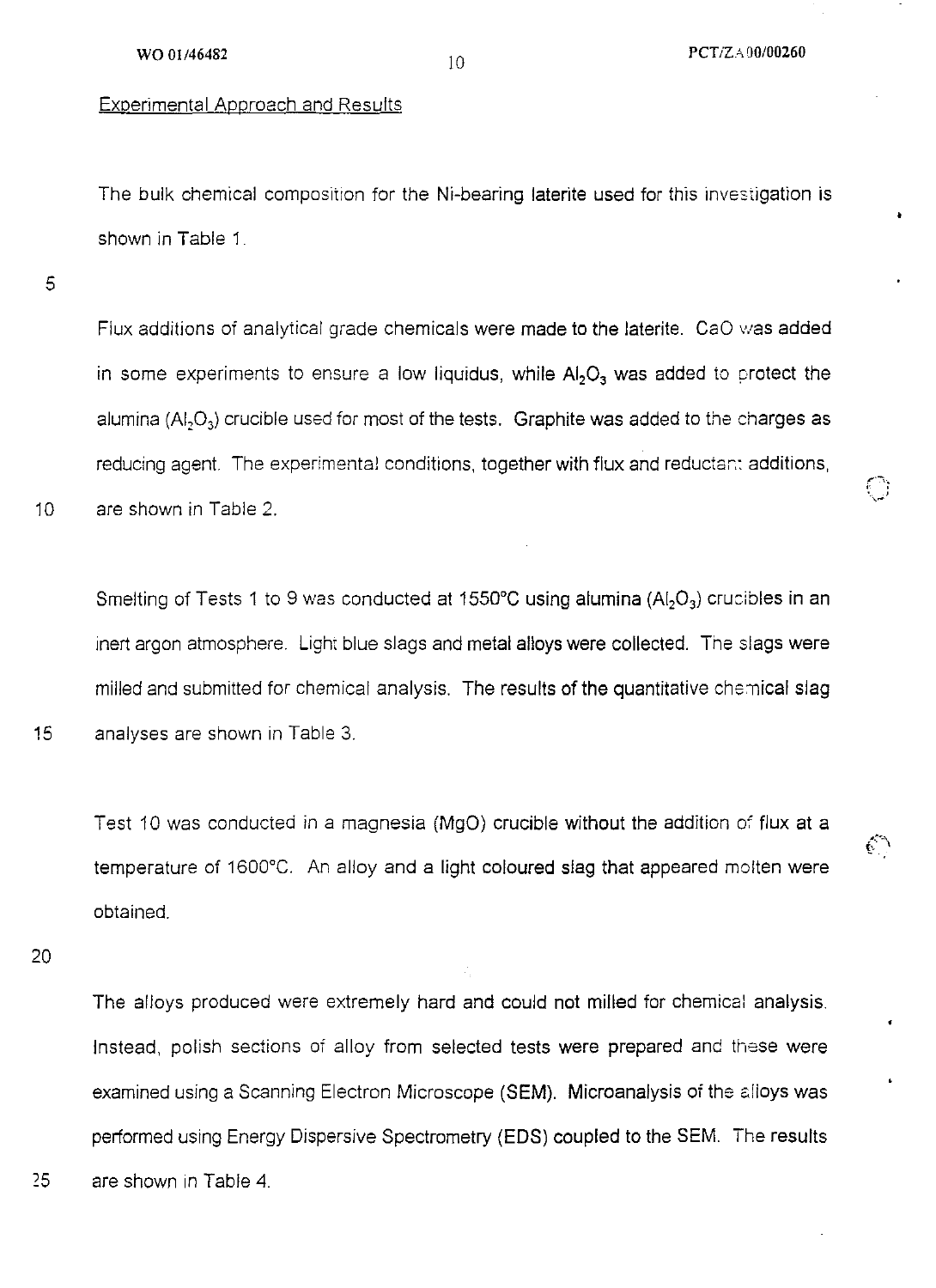## Experimental Approach and Results

The bulk chemical composition for the Ni-bearing laterite used for this investigation is shown in Table 1.

Flux additions of analytical grade chemicals were made to the laterite. CaO was added in some experiments to ensure a low liquidus, while $Al_2O_3$ was added to protect the alumina ($Al_2O_3$) crucible used for most of the tests. Graphite was added to the charges as reducing agent. The experimental conditions, together with flux and reductant additions, are shown in Table 2.

Smelting of Tests 1 to 9 was conducted at 1550°C using alumina ($Al_2O_3$) crucibles in an inert argon atmosphere. Light blue slags and metal alloys were collected. The slags were milled and submitted for chemical analysis. The results of the quantitative chemical slag analyses are shown in Table 3.

Test 10 was conducted in a magnesia (MgO) crucible without the addition of flux at a temperature of 1600°C. An alloy and a light coloured slag that appeared molten were obtained.

The alloys produced were extremely hard and could not milled for chemical analysis. Instead, polish sections of alloy from selected tests were prepared and these were examined using a Scanning Electron Microscope (SEM). Microanalysis of the alloys was performed using Energy Dispersive Spectrometry (EDS) coupled to the SEM. The results are shown in Table 4.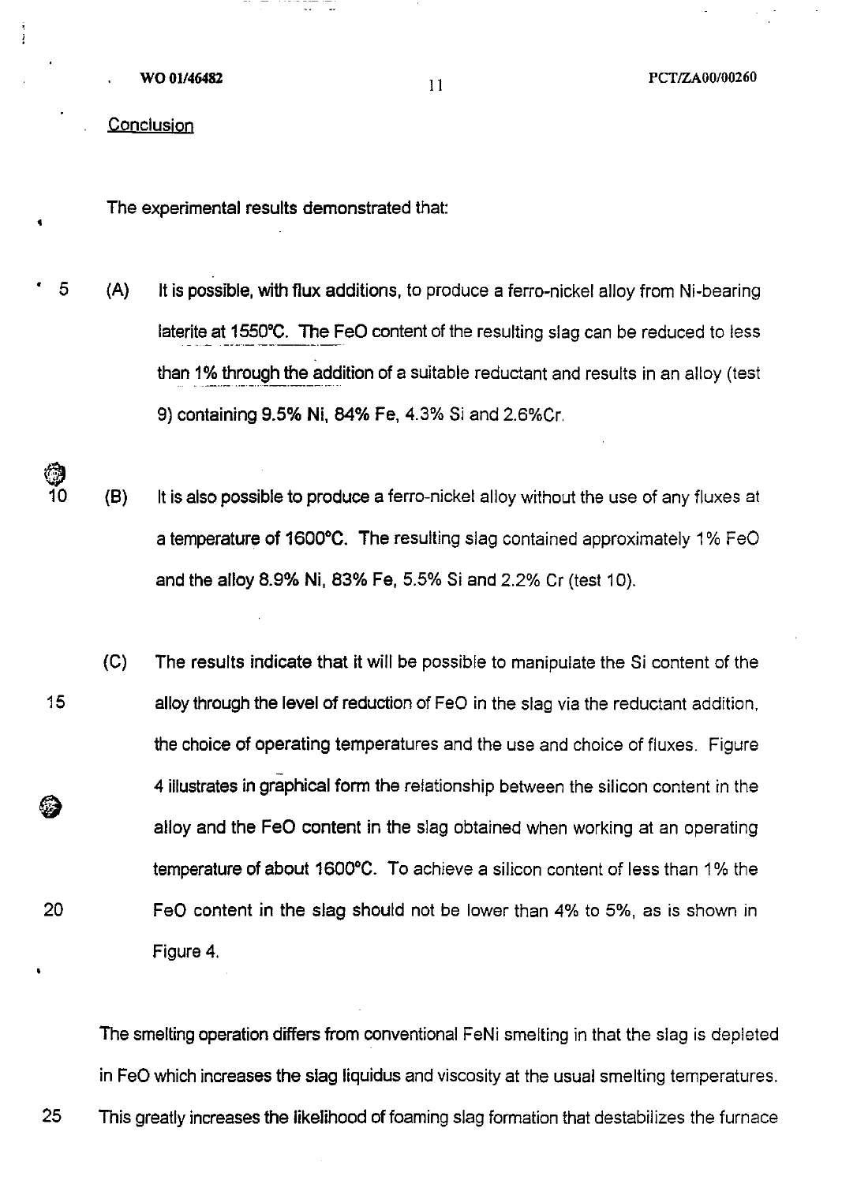Conclusion

The experimental results demonstrated that:

(A) It is possible, with flux additions, to produce a ferro-nickel alloy from Ni-bearing laterite at 1550°C. The FeO content of the resulting slag can be reduced to less than 1% through the addition of a suitable reductant and results in an alloy (test 9) containing 9.5% Ni, 84% Fe, 4.3% Si and 2.6%Cr.

(B) It is also possible to produce a ferro-nickel alloy without the use of any fluxes at a temperature of 1600°C. The resulting slag contained approximately 1% FeO and the alloy 8.9% Ni, 83% Fe, 5.5% Si and 2.2% Cr (test 10).

(C) The results indicate that it will be possible to manipulate the Si content of the alloy through the level of reduction of FeO in the slag via the reductant addition, the choice of operating temperatures and the use and choice of fluxes. Figure 4 illustrates in graphical form the relationship between the silicon content in the alloy and the FeO content in the slag obtained when working at an operating temperature of about 1600°C. To achieve a silicon content of less than 1% the FeO content in the slag should not be lower than 4% to 5%, as is shown in Figure 4.

The smelting operation differs from conventional FeNi smelting in that the slag is depleted in FeO which increases the slag liquidus and viscosity at the usual smelting temperatures. This greatly increases the likelihood of foaming slag formation that destabilizes the furnace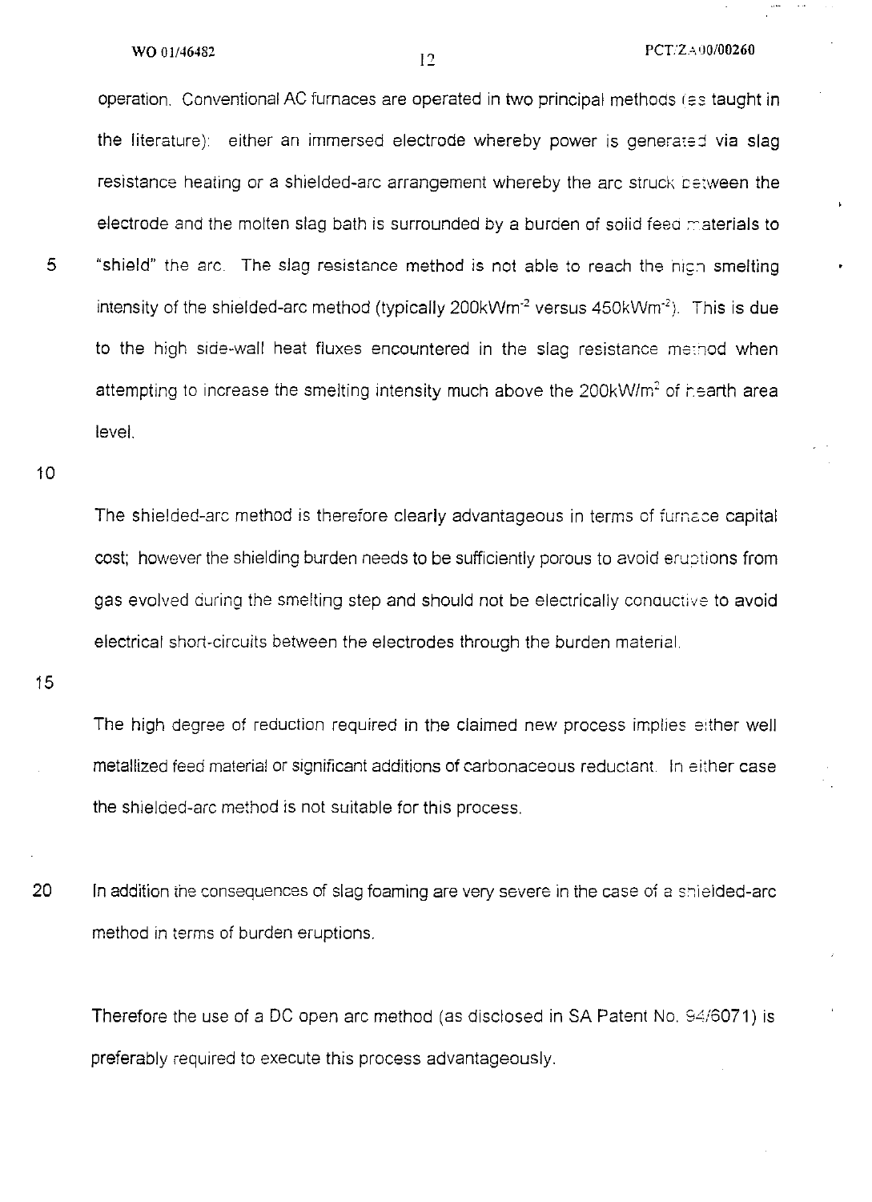operation. Conventional AC furnaces are operated in two principal methods (as taught in the literature): either an immersed electrode whereby power is generated via slag resistance heating or a shielded-arc arrangement whereby the arc struck between the electrode and the molten slag bath is surrounded by a burden of solid feed materials to "shield" the arc. The slag resistance method is not able to reach the high smelting intensity of the shielded-arc method (typically $200kWm^{-2}$ versus $450kWm^{-2}$). This is due to the high side-wall heat fluxes encountered in the slag resistance method when attempting to increase the smelting intensity much above the $200kW/m^2$ of hearth area level.

The shielded-arc method is therefore clearly advantageous in terms of furnace capital cost; however the shielding burden needs to be sufficiently porous to avoid eruptions from gas evolved during the smelting step and should not be electrically conductive to avoid electrical short-circuits between the electrodes through the burden material.

The high degree of reduction required in the claimed new process implies either well metallized feed material or significant additions of carbonaceous reductant. In either case the shielded-arc method is not suitable for this process.

In addition the consequences of slag foaming are very severe in the case of a shielded-arc method in terms of burden eruptions.

Therefore the use of a DC open arc method (as disclosed in SA Patent No. 94/6071) is preferably required to execute this process advantageously.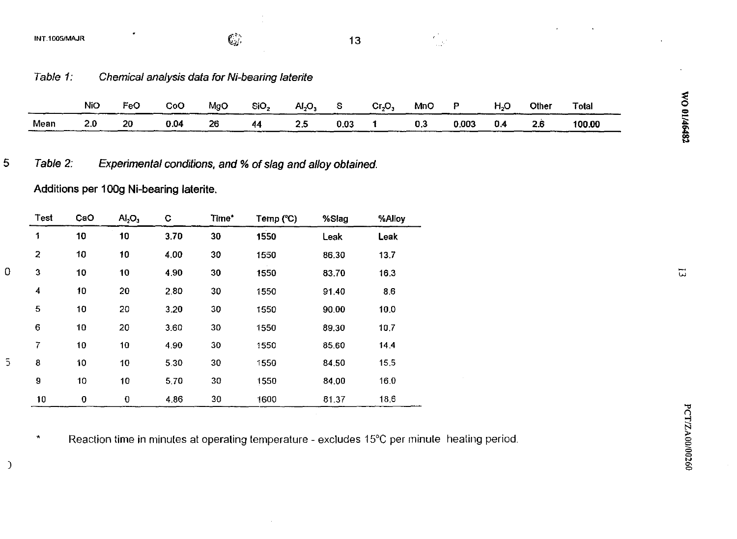*Table 1: Chemical analysis data for Ni-bearing laterite*

| | NiO | FeO | CoO | MgO | $SiO_2$ | $Al_2O_3$ | S | $Cr_2O_3$ | MnO | P | $H_2O$ | Other | Total |
|---|---|---|---|---|---|---|---|---|---|---|---|---|---|
| Mean | 2.0 | 20 | 0.04 | 26 | 44 | 2.5 | 0.03 | 1 | 0.3 | 0.003 | 0.4 | 2.6 | 100.00 |

*Table 2: Experimental conditions, and % of slag and alloy obtained.*

Additions per 100g Ni-bearing laterite.

| Test | CaO | $Al_2O_3$ | C | Time* | Temp (°C) | %Slag | %Alloy |
|---|---|---|---|---|---|---|---|
| 1 | 10 | 10 | 3.70 | 30 | 1550 | Leak | Leak |
| 2 | 10 | 10 | 4.00 | 30 | 1550 | 86.30 | 13.7 |
| 3 | 10 | 10 | 4.90 | 30 | 1550 | 83.70 | 16.3 |
| 4 | 10 | 20 | 2.80 | 30 | 1550 | 91.40 | 8.6 |
| 5 | 10 | 20 | 3.20 | 30 | 1550 | 90.00 | 10.0 |
| 6 | 10 | 20 | 3.60 | 30 | 1550 | 89.30 | 10.7 |
| 7 | 10 | 10 | 4.90 | 30 | 1550 | 85.60 | 14.4 |
| 8 | 10 | 10 | 5.30 | 30 | 1550 | 84.50 | 15.5 |
| 9 | 10 | 10 | 5.70 | 30 | 1550 | 84.00 | 16.0 |
| 10 | 0 | 0 | 4.86 | 30 | 1600 | 81.37 | 18.6 |

\* Reaction time in minutes at operating temperature - excludes 15°C per minute heating period.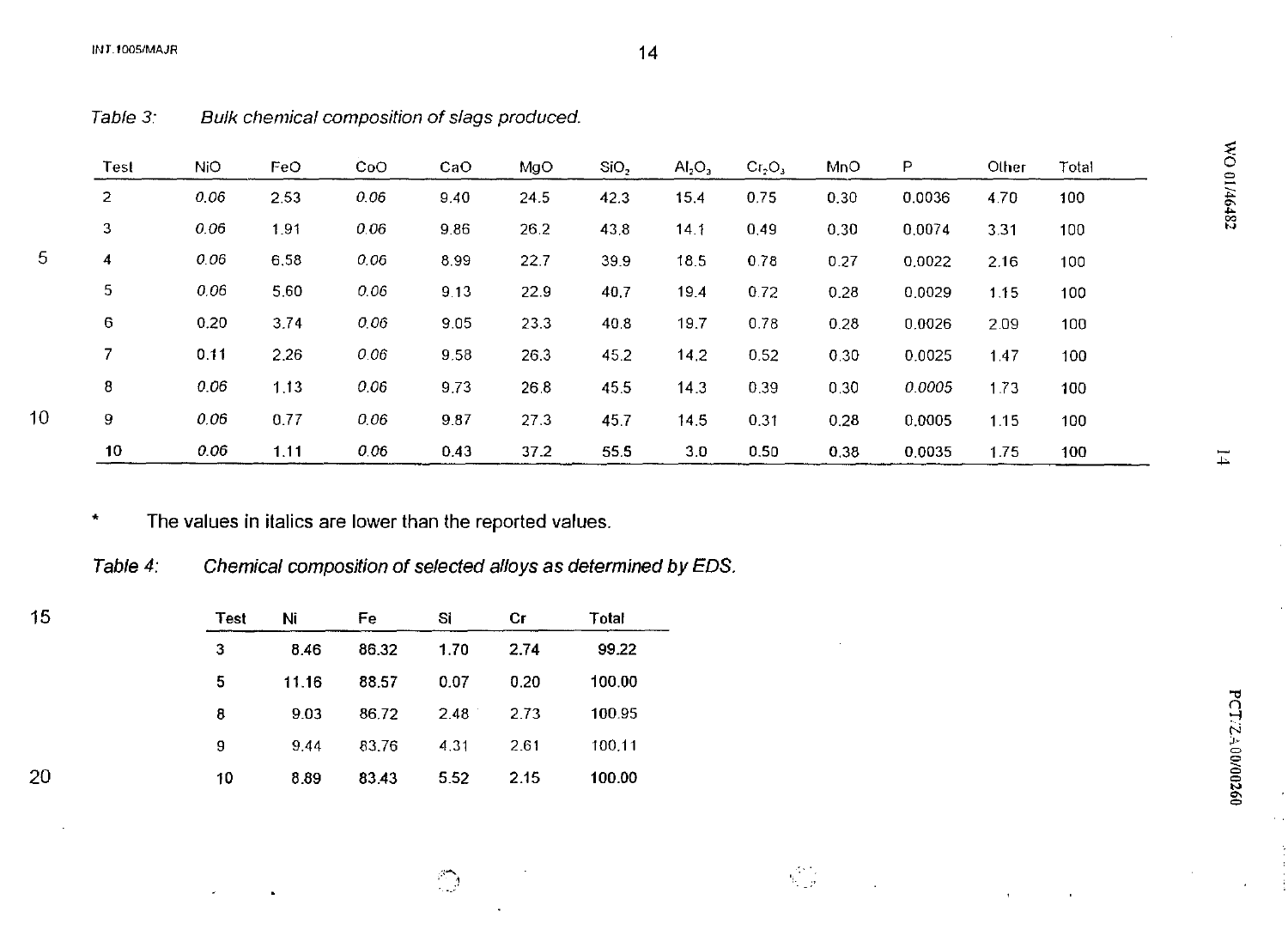*Table 3: Bulk chemical composition of slags produced.*

| Test | NiO | FeO | CoO | CaO | MgO | $SiO_2$ | $Al_2O_3$ | $Cr_2O_3$ | MnO | P | Other | Total |
|---|---|---|---|---|---|---|---|---|---|---|---|---|
| 2 | *0.06* | 2.53 | *0.06* | 9.40 | 24.5 | 42.3 | 15.4 | 0.75 | 0.30 | 0.0036 | 4.70 | 100 |
| 3 | *0.06* | 1.91 | *0.06* | 9.86 | 26.2 | 43.8 | 14.1 | 0.49 | 0.30 | 0.0074 | 3.31 | 100 |
| 4 | *0.06* | 6.58 | *0.06* | 8.99 | 22.7 | 39.9 | 18.5 | 0.78 | 0.27 | 0.0022 | 2.16 | 100 |
| 5 | *0.06* | 5.60 | *0.06* | 9.13 | 22.9 | 40.7 | 19.4 | 0.72 | 0.28 | 0.0029 | 1.15 | 100 |
| 6 | 0.20 | 3.74 | *0.06* | 9.05 | 23.3 | 40.8 | 19.7 | 0.78 | 0.28 | 0.0026 | 2.09 | 100 |
| 7 | 0.11 | 2.26 | *0.06* | 9.58 | 26.3 | 45.2 | 14.2 | 0.52 | 0.30 | 0.0025 | 1.47 | 100 |
| 8 | *0.06* | 1.13 | *0.06* | 9.73 | 26.8 | 45.5 | 14.3 | 0.39 | 0.30 | *0.0005* | 1.73 | 100 |
| 9 | *0.06* | 0.77 | *0.06* | 9.87 | 27.3 | 45.7 | 14.5 | 0.31 | 0.28 | 0.0005 | 1.15 | 100 |
| 10 | *0.06* | 1.11 | *0.06* | 0.43 | 37.2 | 55.5 | 3.0 | 0.50 | 0.38 | 0.0035 | 1.75 | 100 |

\* The values in italics are lower than the reported values.

*Table 4: Chemical composition of selected alloys as determined by EDS.*

| Test | Ni | Fe | Si | Cr | Total |
|---|---|---|---|---|---|
| 3 | 8.46 | 86.32 | 1.70 | 2.74 | 99.22 |
| 5 | 11.16 | 88.57 | 0.07 | 0.20 | 100.00 |
| 8 | 9.03 | 86.72 | 2.48 | 2.73 | 100.95 |
| 9 | 9.44 | 83.76 | 4.31 | 2.61 | 100.11 |
| 10 | 8.89 | 83.43 | 5.52 | 2.15 | 100.00 |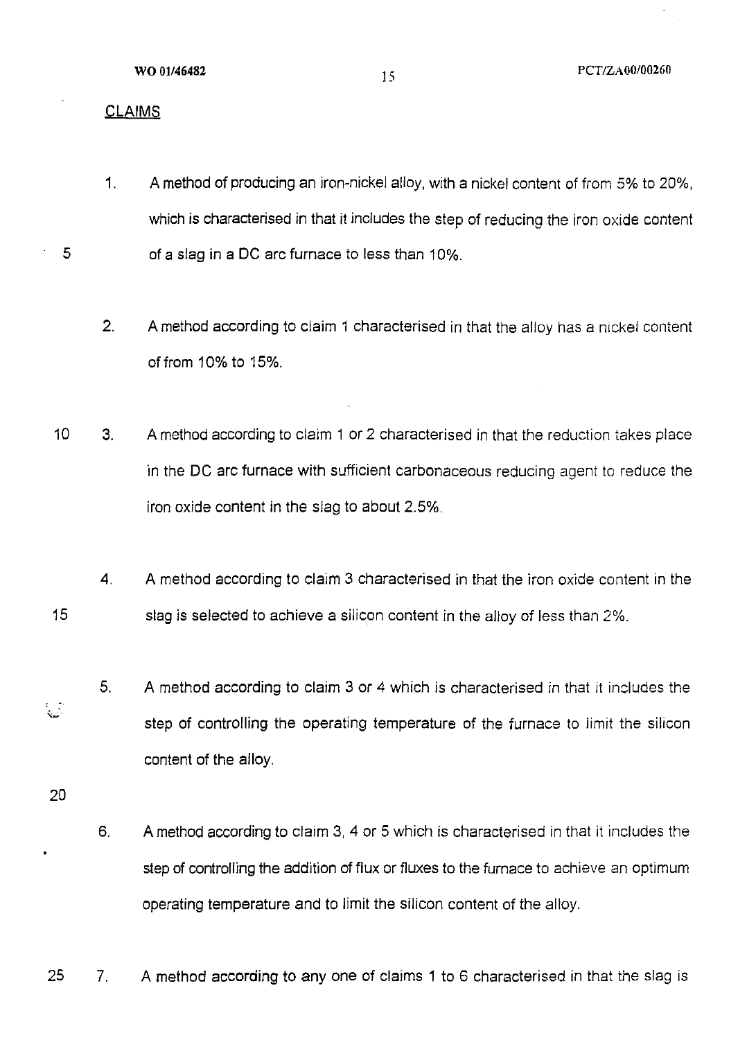## CLAIMS

1. A method of producing an iron-nickel alloy, with a nickel content of from 5% to 20%, which is characterised in that it includes the step of reducing the iron oxide content of a slag in a DC arc furnace to less than 10%.

2. A method according to claim 1 characterised in that the alloy has a nickel content of from 10% to 15%.

3. A method according to claim 1 or 2 characterised in that the reduction takes place in the DC arc furnace with sufficient carbonaceous reducing agent to reduce the iron oxide content in the slag to about 2.5%.

4. A method according to claim 3 characterised in that the iron oxide content in the slag is selected to achieve a silicon content in the alloy of less than 2%.

5. A method according to claim 3 or 4 which is characterised in that it includes the step of controlling the operating temperature of the furnace to limit the silicon content of the alloy.

6. A method according to claim 3, 4 or 5 which is characterised in that it includes the step of controlling the addition of flux or fluxes to the furnace to achieve an optimum operating temperature and to limit the silicon content of the alloy.

7. A method according to any one of claims 1 to 6 characterised in that the slag is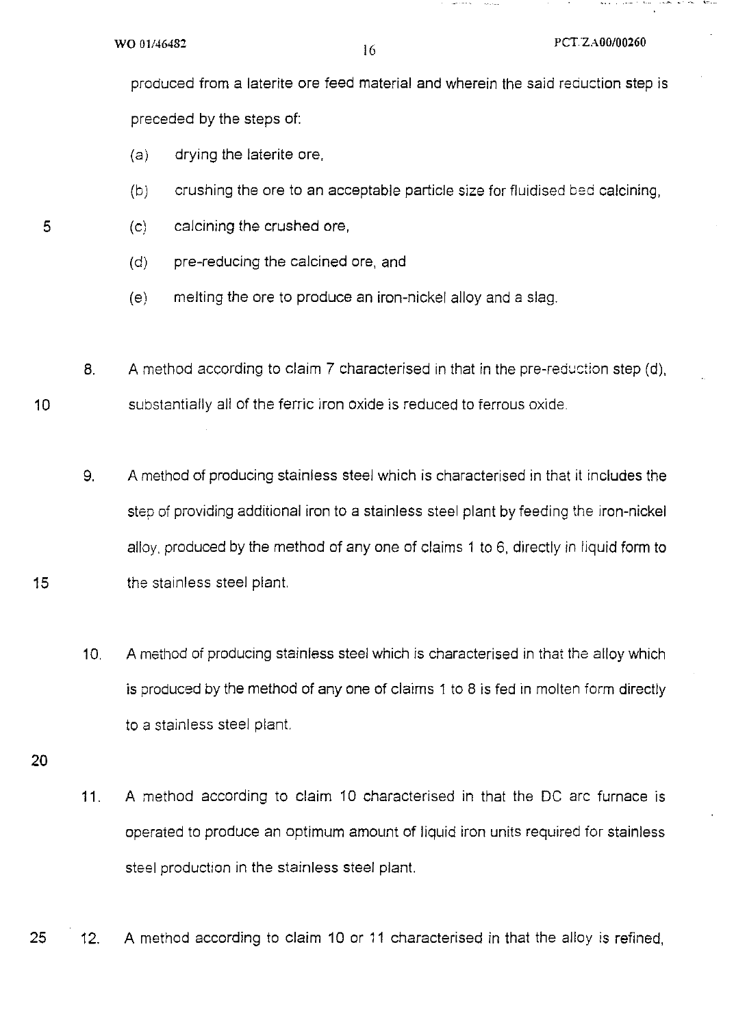produced from a laterite ore feed material and wherein the said reduction step is preceded by the steps of:

(a) drying the laterite ore,

(b) crushing the ore to an acceptable particle size for fluidised bed calcining,

(c) calcining the crushed ore,

(d) pre-reducing the calcined ore, and

(e) melting the ore to produce an iron-nickel alloy and a slag.

8. A method according to claim 7 characterised in that in the pre-reduction step (d), substantially all of the ferric iron oxide is reduced to ferrous oxide.

9. A method of producing stainless steel which is characterised in that it includes the step of providing additional iron to a stainless steel plant by feeding the iron-nickel alloy, produced by the method of any one of claims 1 to 6, directly in liquid form to the stainless steel plant.

10. A method of producing stainless steel which is characterised in that the alloy which is produced by the method of any one of claims 1 to 8 is fed in molten form directly to a stainless steel plant.

11. A method according to claim 10 characterised in that the DC arc furnace is operated to produce an optimum amount of liquid iron units required for stainless steel production in the stainless steel plant.

12. A method according to claim 10 or 11 characterised in that the alloy is refined,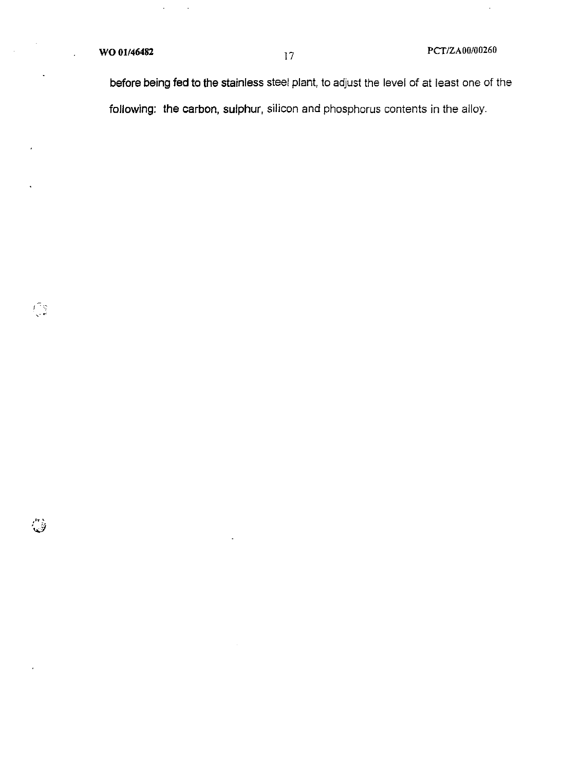before being fed to the stainless steel plant, to adjust the level of at least one of the following: the carbon, sulphur, silicon and phosphorus contents in the alloy.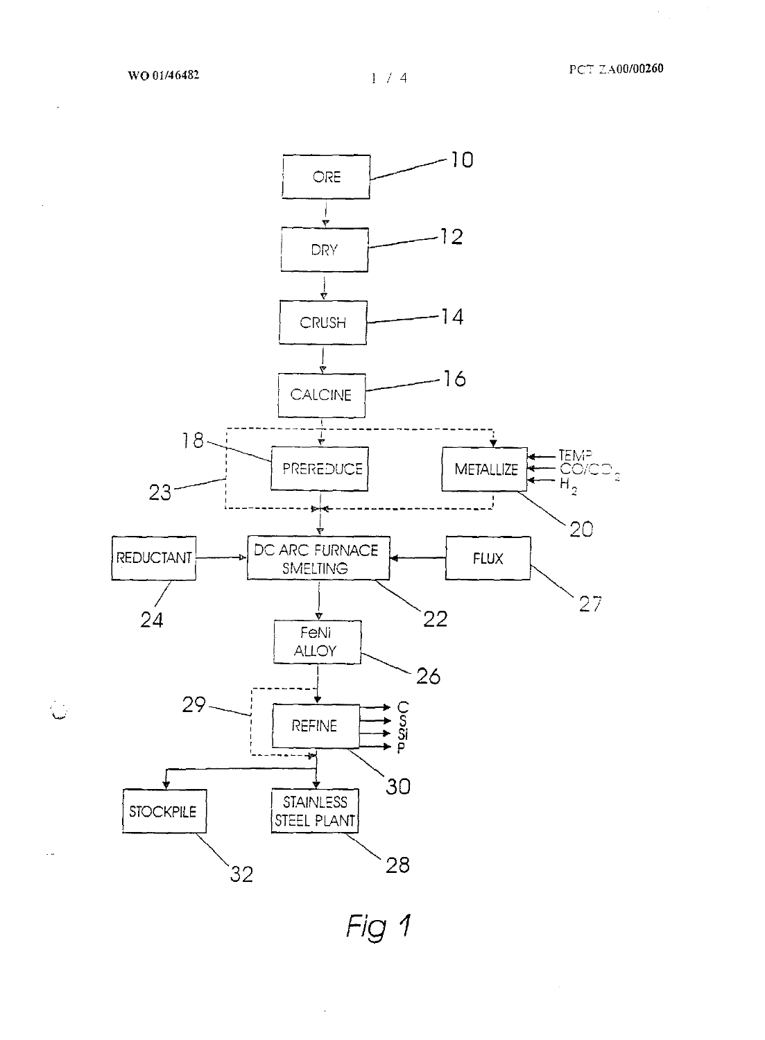ORE — 10

DRY — 12

CRUSH — 14

CALCINE — 16

PREREDUCE — 18

METALLIZE — 20 (TEMP, $CO/CO_2$, $H_2$)

23

REDUCTANT — 24

DC ARC FURNACE SMELTING — 22

FLUX — 27

FeNi ALLOY — 26

29

REFINE — 30 (C, S, Si, P)

STOCKPILE — 32

STAINLESS STEEL PLANT — 28

*Fig 1*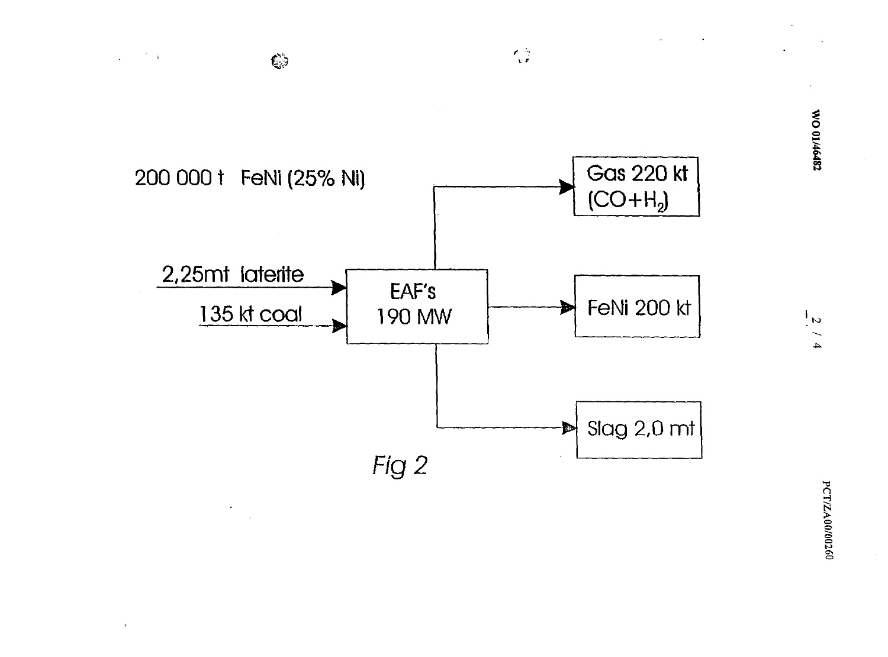200 000 t FeNi (25% Ni)

2,25mt laterite → EAF's 190 MW

135 kt coal → EAF's 190 MW

EAF's 190 MW → Gas 220 kt ($CO+H_2$)

EAF's 190 MW → FeNi 200 kt

EAF's 190 MW → Slag 2,0 mt

*Fig 2*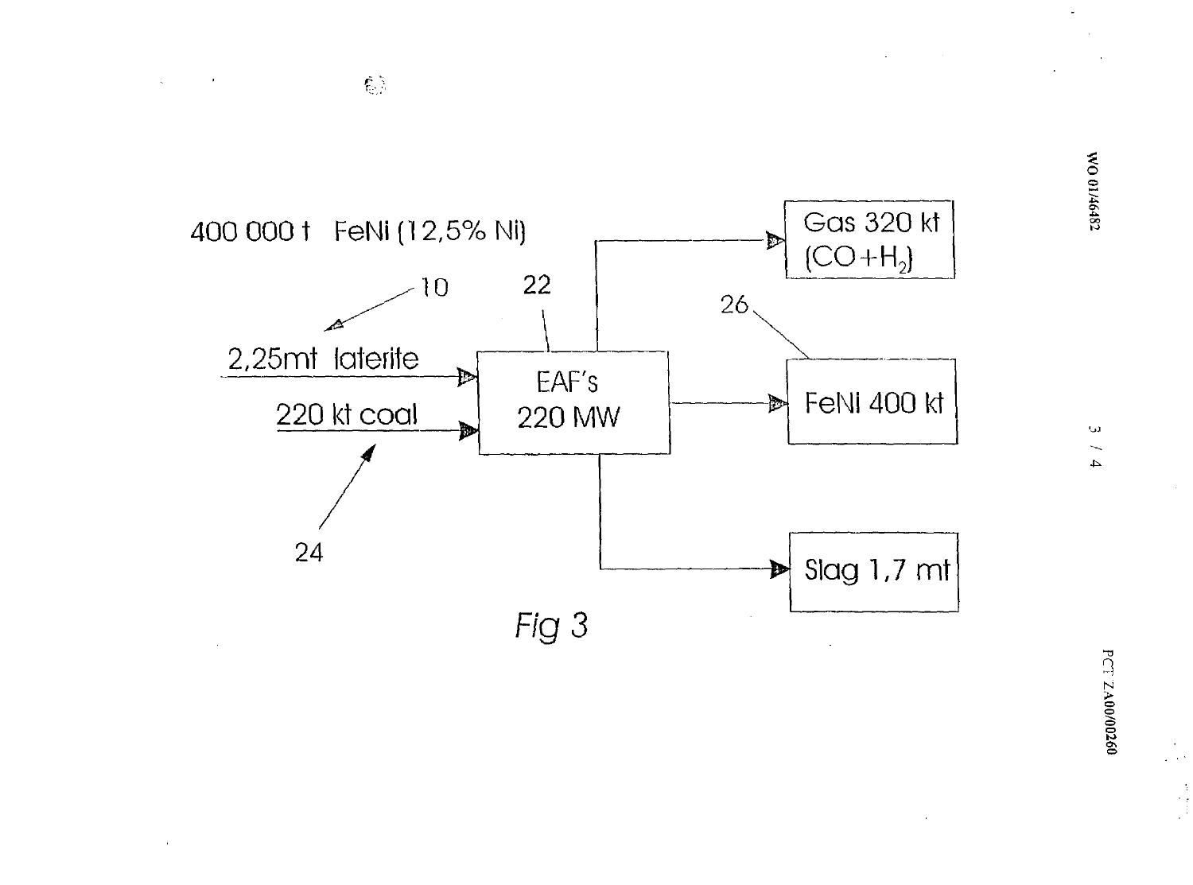400 000 t FeNi (12,5% Ni)

10

22

2,25mt laterite

220 kt coal

24

EAF's 220 MW

Gas 320 kt ($CO+H_2$)

26

FeNi 400 kt

Slag 1,7 mt

*Fig 3*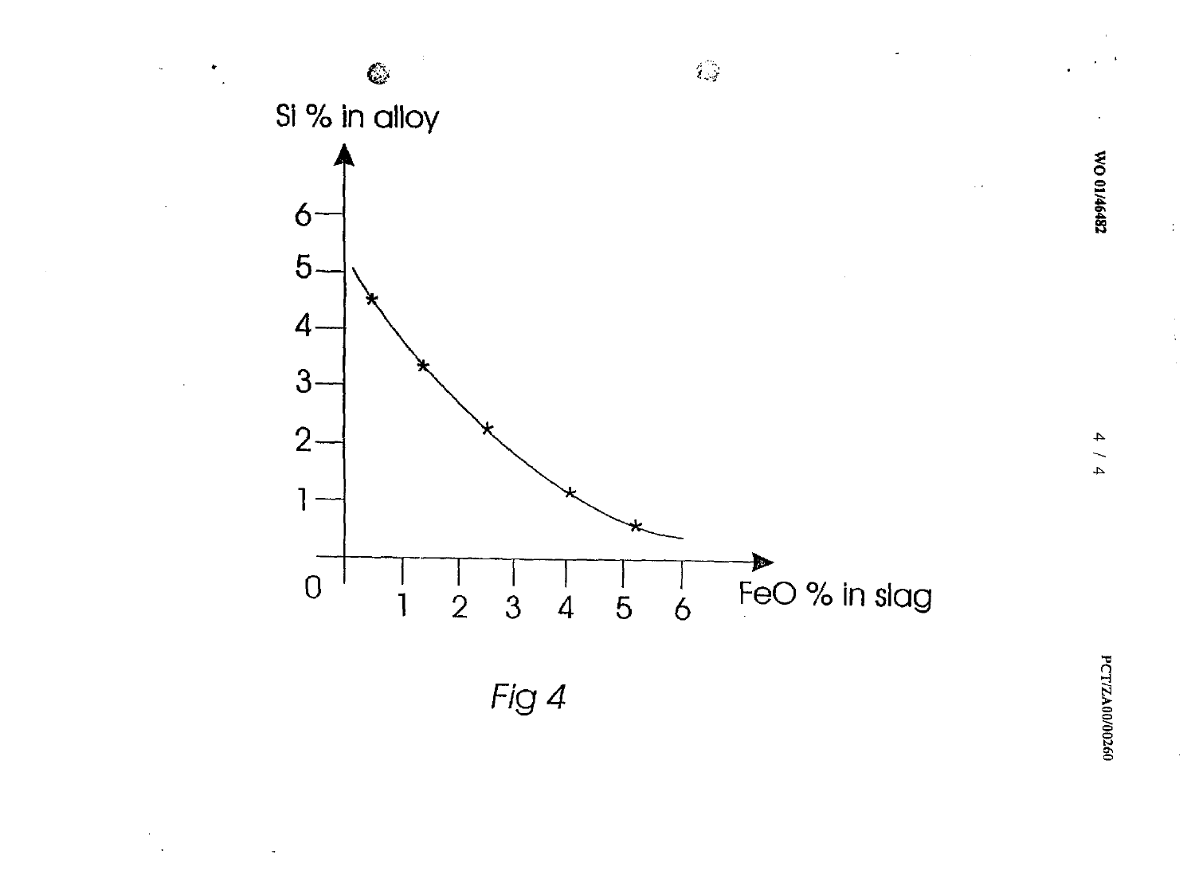Fig 4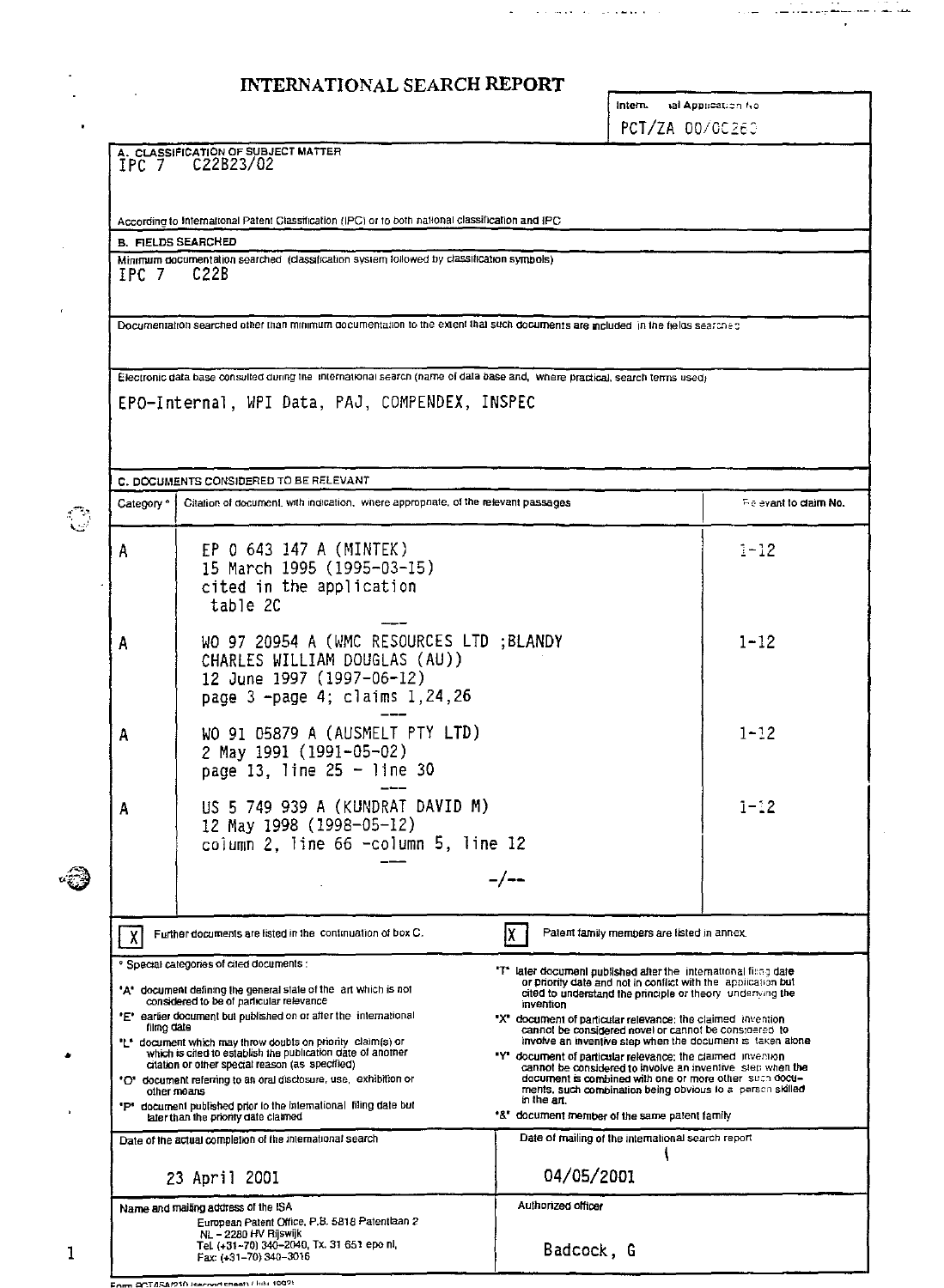# INTERNATIONAL SEARCH REPORT

International Application No
PCT/ZA 00/00260

**A. CLASSIFICATION OF SUBJECT MATTER**
IPC 7 C22B23/02

According to International Patent Classification (IPC) or to both national classification and IPC

**B. FIELDS SEARCHED**

Minimum documentation searched (classification system followed by classification symbols)
IPC 7 C22B

Documentation searched other than minimum documentation to the extent that such documents are included in the fields searched

Electronic data base consulted during the international search (name of data base and, where practical, search terms used)

EPO-Internal, WPI Data, PAJ, COMPENDEX, INSPEC

**C. DOCUMENTS CONSIDERED TO BE RELEVANT**

| Category * | Citation of document, with indication, where appropriate, of the relevant passages | Relevant to claim No. |
|---|---|---|
| A | EP 0 643 147 A (MINTEK) 15 March 1995 (1995-03-15) cited in the application table 2C | 1-12 |
| A | WO 97 20954 A (WMC RESOURCES LTD ;BLANDY CHARLES WILLIAM DOUGLAS (AU)) 12 June 1997 (1997-06-12) page 3 -page 4; claims 1,24,26 | 1-12 |
| A | WO 91 05879 A (AUSMELT PTY LTD) 2 May 1991 (1991-05-02) page 13, line 25 - line 30 | 1-12 |
| A | US 5 749 939 A (KUNDRAT DAVID M) 12 May 1998 (1998-05-12) column 2, line 66 -column 5, line 12 | 1-12 |
| | -/-- | |

[X] Further documents are listed in the continuation of box C.

[X] Patent family members are listed in annex.

° Special categories of cited documents :

"A" document defining the general state of the art which is not considered to be of particular relevance

"E" earlier document but published on or after the international filing date

"L" document which may throw doubts on priority claim(s) or which is cited to establish the publication date of another citation or other special reason (as specified)

"O" document referring to an oral disclosure, use, exhibition or other means

"P" document published prior to the international filing date but later than the priority date claimed

"T" later document published after the international filing date or priority date and not in conflict with the application but cited to understand the principle or theory underlying the invention

"X" document of particular relevance; the claimed invention cannot be considered novel or cannot be considered to involve an inventive step when the document is taken alone

"Y" document of particular relevance; the claimed invention cannot be considered to involve an inventive step when the document is combined with one or more other such documents, such combination being obvious to a person skilled in the art.

"&" document member of the same patent family

| Date of the actual completion of the international search | Date of mailing of the international search report |
|---|---|
| 23 April 2001 | 04/05/2001 |

| Name and mailing address of the ISA | Authorized officer |
|---|---|
| European Patent Office, P.B. 5818 Patentlaan 2 NL - 2280 HV Rijswijk Tel. (+31-70) 340-2040, Tx. 31 651 epo nl, Fax: (+31-70) 340-3016 | Badcock, G |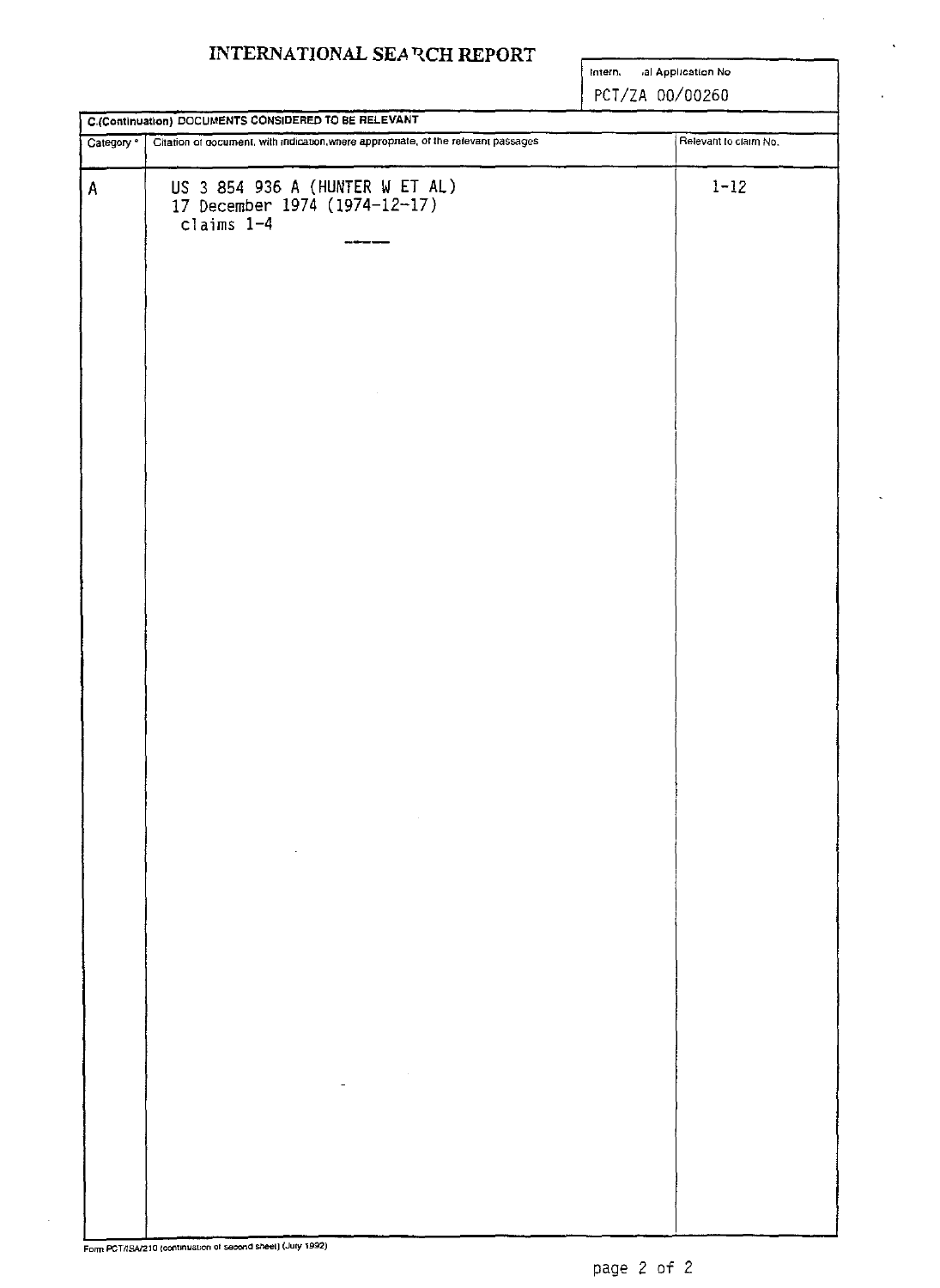# INTERNATIONAL SEARCH REPORT

International Application No
PCT/ZA 00/00260

**C.(Continuation) DOCUMENTS CONSIDERED TO BE RELEVANT**

| Category ° | Citation of document, with indication,where appropriate, of the relevant passages | Relevant to claim No. |
|---|---|---|
| A | US 3 854 936 A (HUNTER W ET AL)<br>17 December 1974 (1974-12-17)<br>claims 1-4 | 1-12 |

Form PCT/ISA/210 (continuation of second sheet) (July 1992)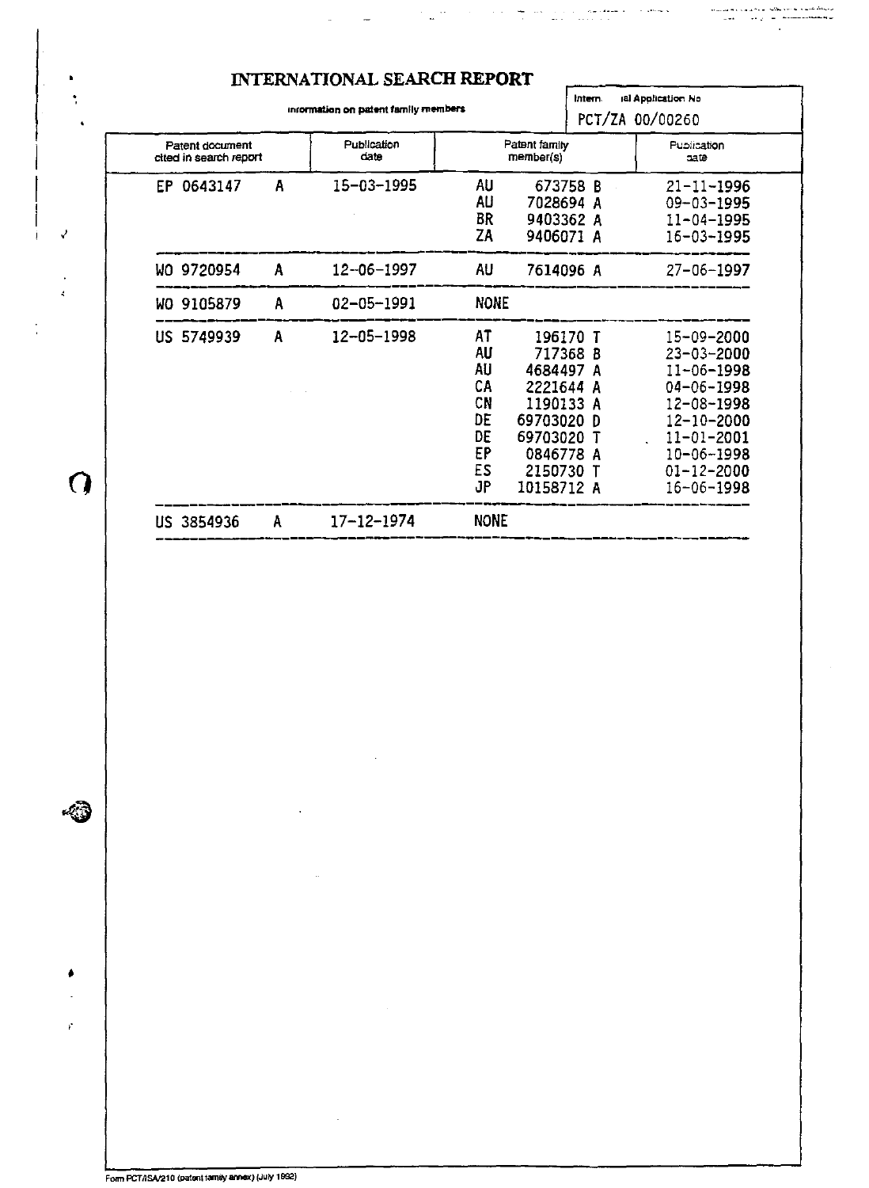# INTERNATIONAL SEARCH REPORT

Information on patent family members

International Application No
PCT/ZA 00/00260

| Patent document cited in search report | | Publication date | Patent family member(s) | | Publication date |
|---|---|---|---|---|---|
| EP 0643147 | A | 15-03-1995 | AU | 673758 B | 21-11-1996 |
| | | | AU | 7028694 A | 09-03-1995 |
| | | | BR | 9403362 A | 11-04-1995 |
| | | | ZA | 9406071 A | 16-03-1995 |
| WO 9720954 | A | 12-06-1997 | AU | 7614096 A | 27-06-1997 |
| WO 9105879 | A | 02-05-1991 | NONE | | |
| US 5749939 | A | 12-05-1998 | AT | 196170 T | 15-09-2000 |
| | | | AU | 717368 B | 23-03-2000 |
| | | | AU | 4684497 A | 11-06-1998 |
| | | | CA | 2221644 A | 04-06-1998 |
| | | | CN | 1190133 A | 12-08-1998 |
| | | | DE | 69703020 D | 12-10-2000 |
| | | | DE | 69703020 T | 11-01-2001 |
| | | | EP | 0846778 A | 10-06-1998 |
| | | | ES | 2150730 T | 01-12-2000 |
| | | | JP | 10158712 A | 16-06-1998 |
| US 3854936 | A | 17-12-1974 | NONE | | |

Form PCT/ISA/210 (patent family annex) (July 1992)